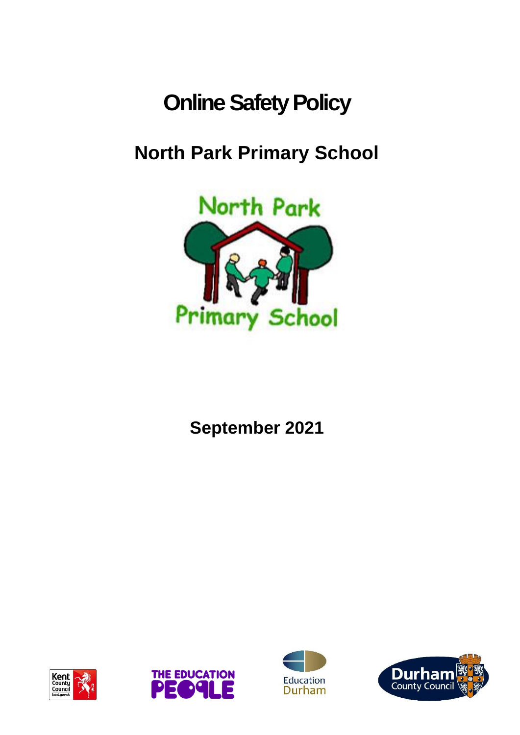# Online Safety Policy

## North Park Primary School

**September 2021**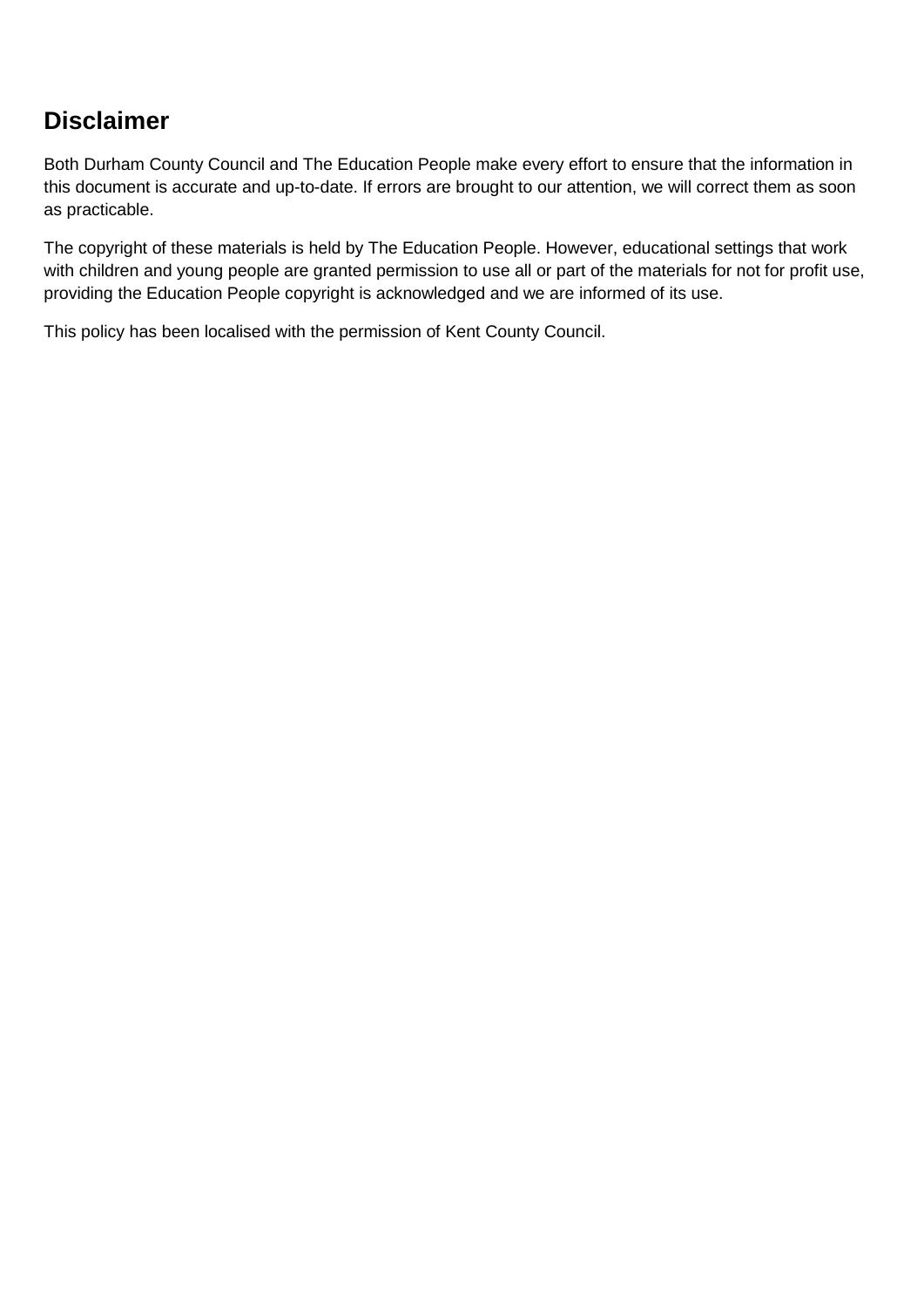## Disclaimer

Both Durham County Council and The Education People make every effort to ensure that the information in this document is accurate and up-to-date. If errors are brought to our attention, we will correct them as soon as practicable.

The copyright of these materials is held by The Education People. However, educational settings that work with children and young people are granted permission to use all or part of the materials for not for profit use, providing the Education People copyright is acknowledged and we are informed of its use.

This policy has been localised with the permission of Kent County Council.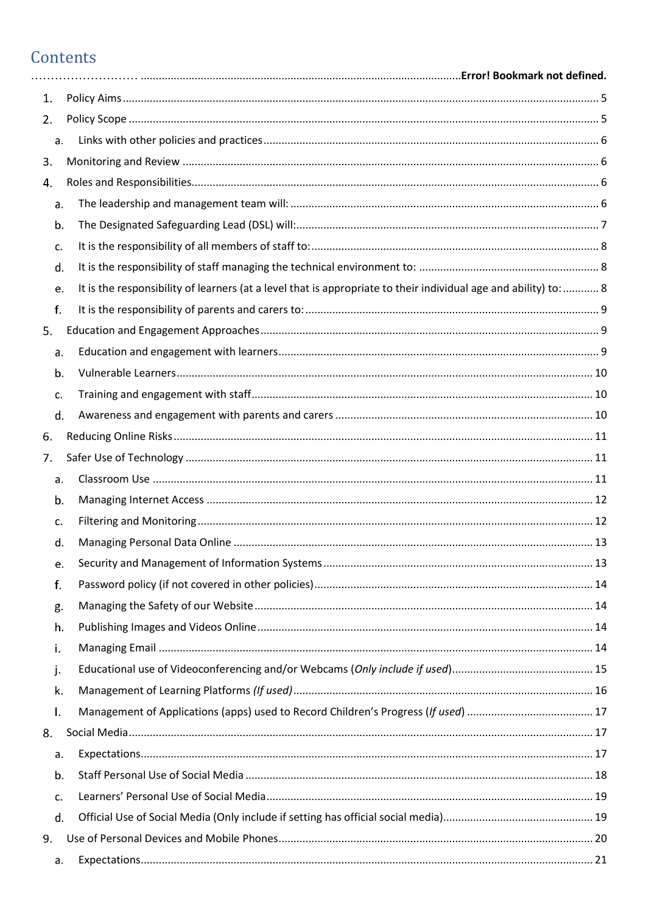# Contents

…………………… ........................................................................................................Error! Bookmark not defined.

1. Policy Aims ..... 5
2. Policy Scope ..... 5
   a. Links with other policies and practices ..... 6
3. Monitoring and Review ..... 6
4. Roles and Responsibilities ..... 6
   a. The leadership and management team will: ..... 6
   b. The Designated Safeguarding Lead (DSL) will: ..... 7
   c. It is the responsibility of all members of staff to: ..... 8
   d. It is the responsibility of staff managing the technical environment to: ..... 8
   e. It is the responsibility of learners (at a level that is appropriate to their individual age and ability) to: ..... 8
   f. It is the responsibility of parents and carers to: ..... 9
5. Education and Engagement Approaches ..... 9
   a. Education and engagement with learners ..... 9
   b. Vulnerable Learners ..... 10
   c. Training and engagement with staff ..... 10
   d. Awareness and engagement with parents and carers ..... 10
6. Reducing Online Risks ..... 11
7. Safer Use of Technology ..... 11
   a. Classroom Use ..... 11
   b. Managing Internet Access ..... 12
   c. Filtering and Monitoring ..... 12
   d. Managing Personal Data Online ..... 13
   e. Security and Management of Information Systems ..... 13
   f. Password policy (if not covered in other policies) ..... 14
   g. Managing the Safety of our Website ..... 14
   h. Publishing Images and Videos Online ..... 14
   i. Managing Email ..... 14
   j. Educational use of Videoconferencing and/or Webcams (*Only include if used*) ..... 15
   k. Management of Learning Platforms *(If used)* ..... 16
   l. Management of Applications (apps) used to Record Children's Progress (*If used*) ..... 17
8. Social Media ..... 17
   a. Expectations ..... 17
   b. Staff Personal Use of Social Media ..... 18
   c. Learners' Personal Use of Social Media ..... 19
   d. Official Use of Social Media (Only include if setting has official social media) ..... 19
9. Use of Personal Devices and Mobile Phones ..... 20
   a. Expectations ..... 21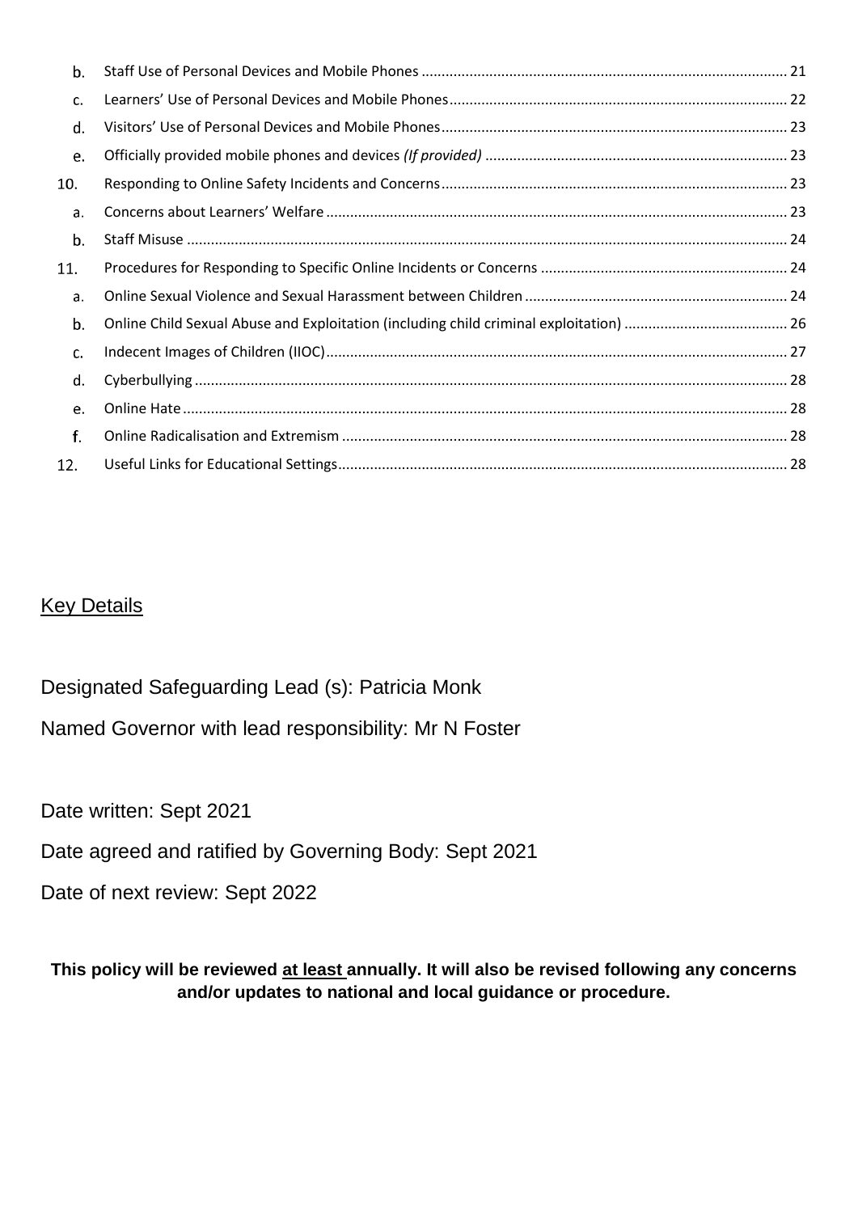- b. Staff Use of Personal Devices and Mobile Phones ........ 21
- c. Learners' Use of Personal Devices and Mobile Phones ........ 22
- d. Visitors' Use of Personal Devices and Mobile Phones ........ 23
- e. Officially provided mobile phones and devices *(If provided)* ........ 23

10. Responding to Online Safety Incidents and Concerns ........ 23
    - a. Concerns about Learners' Welfare ........ 23
    - b. Staff Misuse ........ 24
11. Procedures for Responding to Specific Online Incidents or Concerns ........ 24
    - a. Online Sexual Violence and Sexual Harassment between Children ........ 24
    - b. Online Child Sexual Abuse and Exploitation (including child criminal exploitation) ........ 26
    - c. Indecent Images of Children (IIOC) ........ 27
    - d. Cyberbullying ........ 28
    - e. Online Hate ........ 28
    - f. Online Radicalisation and Extremism ........ 28
12. Useful Links for Educational Settings ........ 28

## Key Details

Designated Safeguarding Lead (s): Patricia Monk

Named Governor with lead responsibility: Mr N Foster

Date written: Sept 2021

Date agreed and ratified by Governing Body: Sept 2021

Date of next review: Sept 2022

**This policy will be reviewed at least annually. It will also be revised following any concerns and/or updates to national and local guidance or procedure.**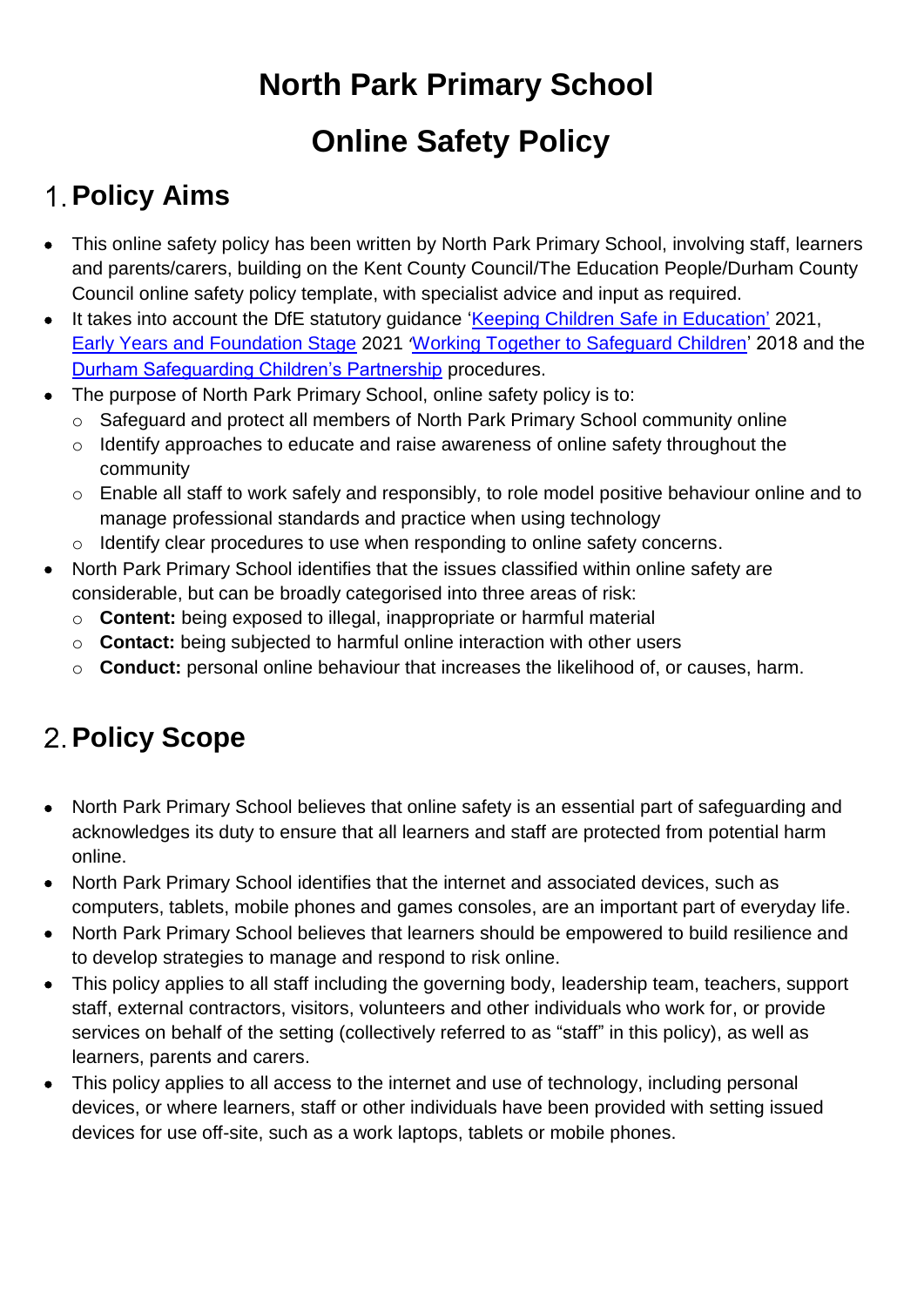# North Park Primary School

# Online Safety Policy

## 1. Policy Aims

- This online safety policy has been written by North Park Primary School, involving staff, learners and parents/carers, building on the Kent County Council/The Education People/Durham County Council online safety policy template, with specialist advice and input as required.
- It takes into account the DfE statutory guidance 'Keeping Children Safe in Education' 2021, Early Years and Foundation Stage 2021 'Working Together to Safeguard Children' 2018 and the Durham Safeguarding Children's Partnership procedures.
- The purpose of North Park Primary School, online safety policy is to:
  - Safeguard and protect all members of North Park Primary School community online
  - Identify approaches to educate and raise awareness of online safety throughout the community
  - Enable all staff to work safely and responsibly, to role model positive behaviour online and to manage professional standards and practice when using technology
  - Identify clear procedures to use when responding to online safety concerns.
- North Park Primary School identifies that the issues classified within online safety are considerable, but can be broadly categorised into three areas of risk:
  - **Content:** being exposed to illegal, inappropriate or harmful material
  - **Contact:** being subjected to harmful online interaction with other users
  - **Conduct:** personal online behaviour that increases the likelihood of, or causes, harm.

## 2. Policy Scope

- North Park Primary School believes that online safety is an essential part of safeguarding and acknowledges its duty to ensure that all learners and staff are protected from potential harm online.
- North Park Primary School identifies that the internet and associated devices, such as computers, tablets, mobile phones and games consoles, are an important part of everyday life.
- North Park Primary School believes that learners should be empowered to build resilience and to develop strategies to manage and respond to risk online.
- This policy applies to all staff including the governing body, leadership team, teachers, support staff, external contractors, visitors, volunteers and other individuals who work for, or provide services on behalf of the setting (collectively referred to as "staff" in this policy), as well as learners, parents and carers.
- This policy applies to all access to the internet and use of technology, including personal devices, or where learners, staff or other individuals have been provided with setting issued devices for use off-site, such as a work laptops, tablets or mobile phones.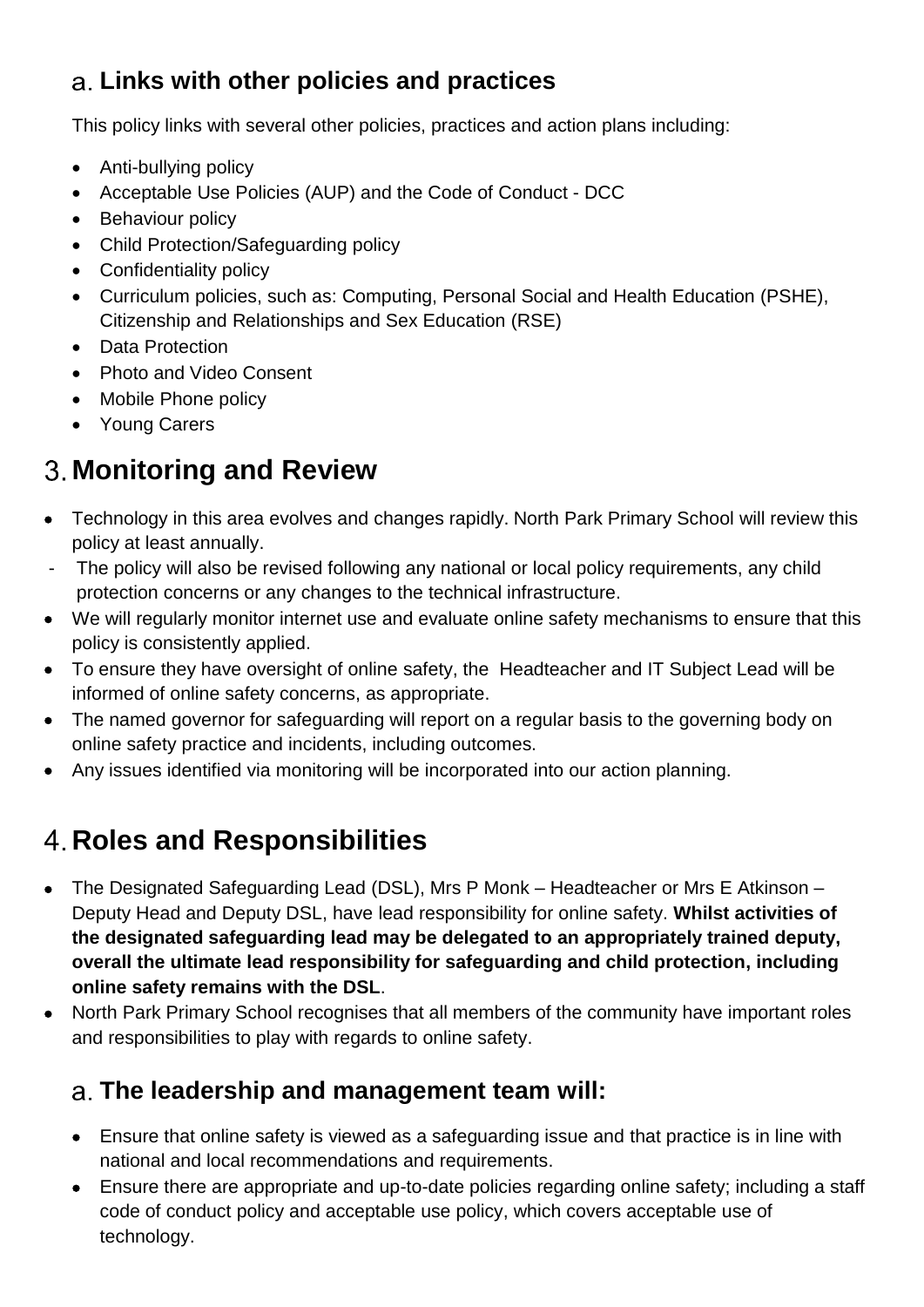### a. Links with other policies and practices

This policy links with several other policies, practices and action plans including:

- Anti-bullying policy
- Acceptable Use Policies (AUP) and the Code of Conduct - DCC
- Behaviour policy
- Child Protection/Safeguarding policy
- Confidentiality policy
- Curriculum policies, such as: Computing, Personal Social and Health Education (PSHE), Citizenship and Relationships and Sex Education (RSE)
- Data Protection
- Photo and Video Consent
- Mobile Phone policy
- Young Carers

## 3. Monitoring and Review

- Technology in this area evolves and changes rapidly. North Park Primary School will review this policy at least annually.
- The policy will also be revised following any national or local policy requirements, any child protection concerns or any changes to the technical infrastructure.
- We will regularly monitor internet use and evaluate online safety mechanisms to ensure that this policy is consistently applied.
- To ensure they have oversight of online safety, the Headteacher and IT Subject Lead will be informed of online safety concerns, as appropriate.
- The named governor for safeguarding will report on a regular basis to the governing body on online safety practice and incidents, including outcomes.
- Any issues identified via monitoring will be incorporated into our action planning.

## 4. Roles and Responsibilities

- The Designated Safeguarding Lead (DSL), Mrs P Monk – Headteacher or Mrs E Atkinson – Deputy Head and Deputy DSL, have lead responsibility for online safety. **Whilst activities of the designated safeguarding lead may be delegated to an appropriately trained deputy, overall the ultimate lead responsibility for safeguarding and child protection, including online safety remains with the DSL**.
- North Park Primary School recognises that all members of the community have important roles and responsibilities to play with regards to online safety.

### a. The leadership and management team will:

- Ensure that online safety is viewed as a safeguarding issue and that practice is in line with national and local recommendations and requirements.
- Ensure there are appropriate and up-to-date policies regarding online safety; including a staff code of conduct policy and acceptable use policy, which covers acceptable use of technology.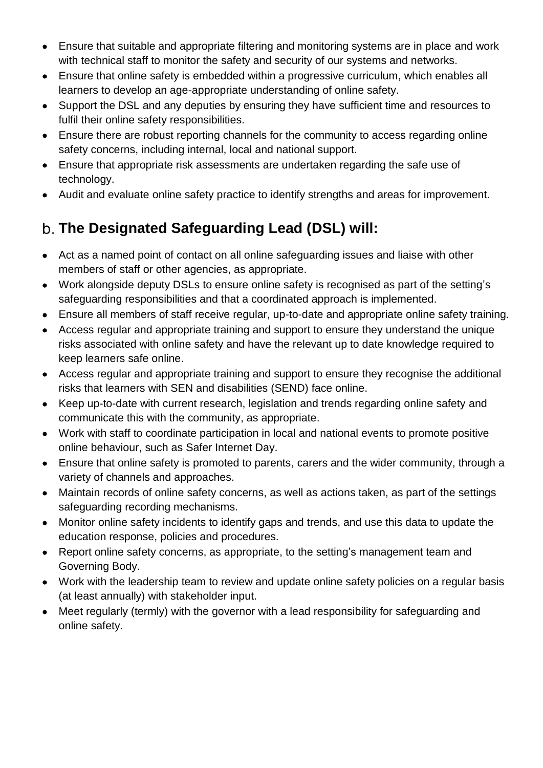- Ensure that suitable and appropriate filtering and monitoring systems are in place and work with technical staff to monitor the safety and security of our systems and networks.
- Ensure that online safety is embedded within a progressive curriculum, which enables all learners to develop an age-appropriate understanding of online safety.
- Support the DSL and any deputies by ensuring they have sufficient time and resources to fulfil their online safety responsibilities.
- Ensure there are robust reporting channels for the community to access regarding online safety concerns, including internal, local and national support.
- Ensure that appropriate risk assessments are undertaken regarding the safe use of technology.
- Audit and evaluate online safety practice to identify strengths and areas for improvement.

## b. The Designated Safeguarding Lead (DSL) will:

- Act as a named point of contact on all online safeguarding issues and liaise with other members of staff or other agencies, as appropriate.
- Work alongside deputy DSLs to ensure online safety is recognised as part of the setting's safeguarding responsibilities and that a coordinated approach is implemented.
- Ensure all members of staff receive regular, up-to-date and appropriate online safety training.
- Access regular and appropriate training and support to ensure they understand the unique risks associated with online safety and have the relevant up to date knowledge required to keep learners safe online.
- Access regular and appropriate training and support to ensure they recognise the additional risks that learners with SEN and disabilities (SEND) face online.
- Keep up-to-date with current research, legislation and trends regarding online safety and communicate this with the community, as appropriate.
- Work with staff to coordinate participation in local and national events to promote positive online behaviour, such as Safer Internet Day.
- Ensure that online safety is promoted to parents, carers and the wider community, through a variety of channels and approaches.
- Maintain records of online safety concerns, as well as actions taken, as part of the settings safeguarding recording mechanisms.
- Monitor online safety incidents to identify gaps and trends, and use this data to update the education response, policies and procedures.
- Report online safety concerns, as appropriate, to the setting's management team and Governing Body.
- Work with the leadership team to review and update online safety policies on a regular basis (at least annually) with stakeholder input.
- Meet regularly (termly) with the governor with a lead responsibility for safeguarding and online safety.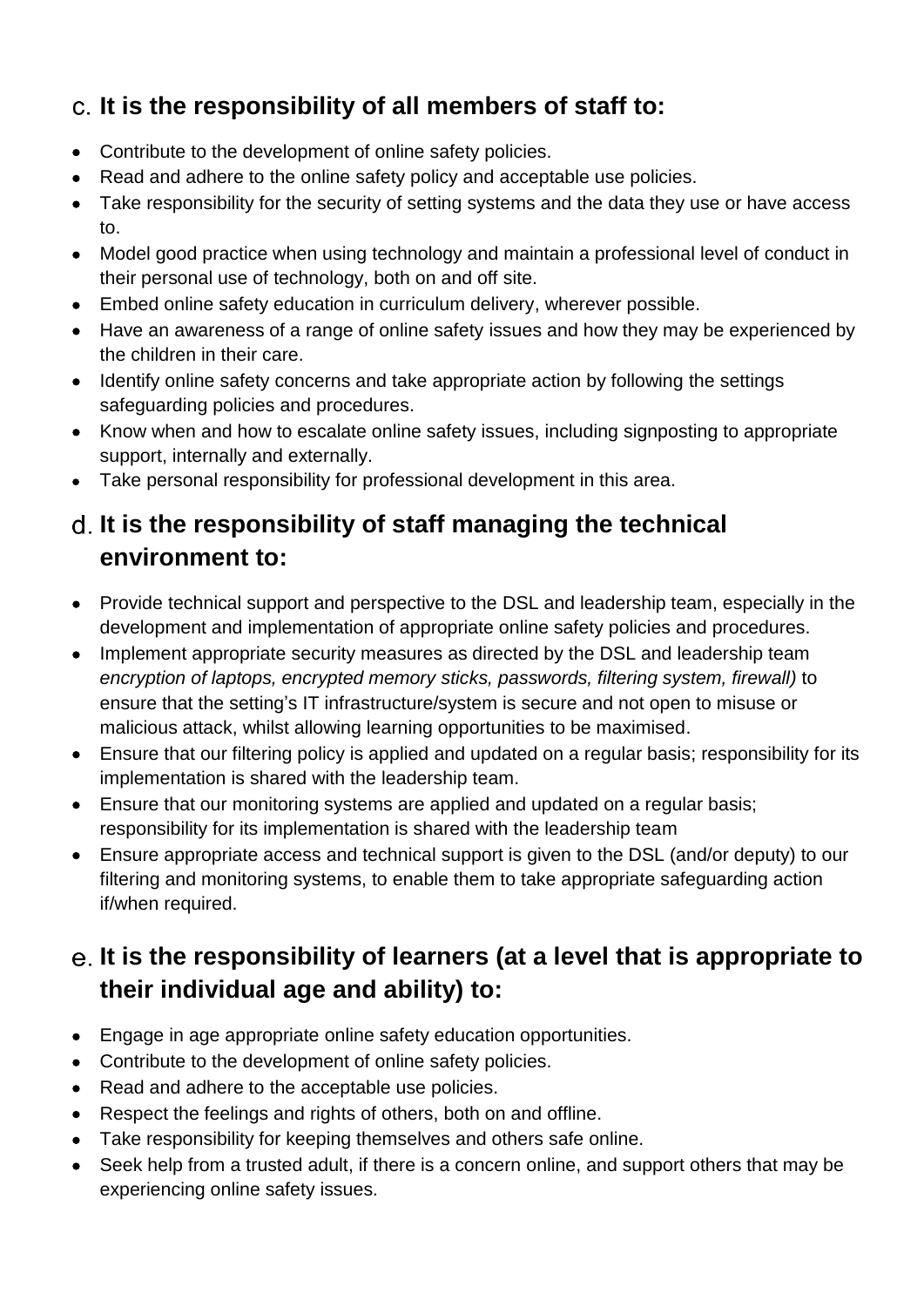## c. It is the responsibility of all members of staff to:

- Contribute to the development of online safety policies.
- Read and adhere to the online safety policy and acceptable use policies.
- Take responsibility for the security of setting systems and the data they use or have access to.
- Model good practice when using technology and maintain a professional level of conduct in their personal use of technology, both on and off site.
- Embed online safety education in curriculum delivery, wherever possible.
- Have an awareness of a range of online safety issues and how they may be experienced by the children in their care.
- Identify online safety concerns and take appropriate action by following the settings safeguarding policies and procedures.
- Know when and how to escalate online safety issues, including signposting to appropriate support, internally and externally.
- Take personal responsibility for professional development in this area.

## d. It is the responsibility of staff managing the technical environment to:

- Provide technical support and perspective to the DSL and leadership team, especially in the development and implementation of appropriate online safety policies and procedures.
- Implement appropriate security measures as directed by the DSL and leadership team *encryption of laptops, encrypted memory sticks, passwords, filtering system, firewall)* to ensure that the setting's IT infrastructure/system is secure and not open to misuse or malicious attack, whilst allowing learning opportunities to be maximised.
- Ensure that our filtering policy is applied and updated on a regular basis; responsibility for its implementation is shared with the leadership team.
- Ensure that our monitoring systems are applied and updated on a regular basis; responsibility for its implementation is shared with the leadership team
- Ensure appropriate access and technical support is given to the DSL (and/or deputy) to our filtering and monitoring systems, to enable them to take appropriate safeguarding action if/when required.

## e. It is the responsibility of learners (at a level that is appropriate to their individual age and ability) to:

- Engage in age appropriate online safety education opportunities.
- Contribute to the development of online safety policies.
- Read and adhere to the acceptable use policies.
- Respect the feelings and rights of others, both on and offline.
- Take responsibility for keeping themselves and others safe online.
- Seek help from a trusted adult, if there is a concern online, and support others that may be experiencing online safety issues.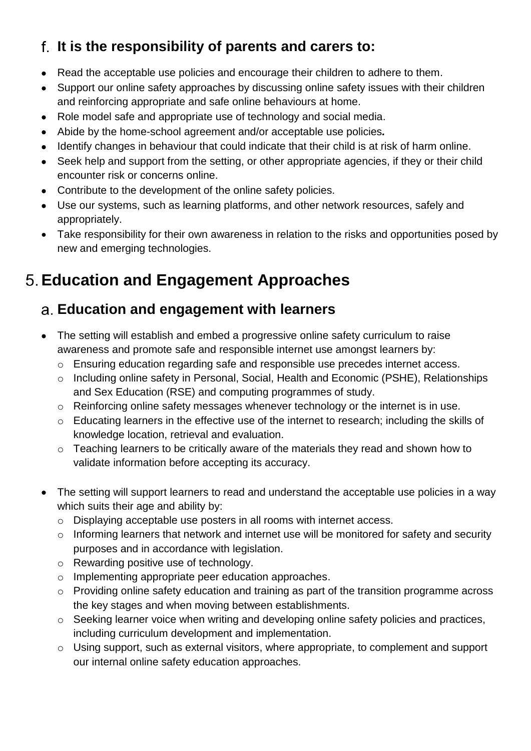### f. It is the responsibility of parents and carers to:

- Read the acceptable use policies and encourage their children to adhere to them.
- Support our online safety approaches by discussing online safety issues with their children and reinforcing appropriate and safe online behaviours at home.
- Role model safe and appropriate use of technology and social media.
- Abide by the home-school agreement and/or acceptable use policies*.*
- Identify changes in behaviour that could indicate that their child is at risk of harm online.
- Seek help and support from the setting, or other appropriate agencies, if they or their child encounter risk or concerns online.
- Contribute to the development of the online safety policies.
- Use our systems, such as learning platforms, and other network resources, safely and appropriately.
- Take responsibility for their own awareness in relation to the risks and opportunities posed by new and emerging technologies.

## 5. Education and Engagement Approaches

### a. Education and engagement with learners

- The setting will establish and embed a progressive online safety curriculum to raise awareness and promote safe and responsible internet use amongst learners by:
  - Ensuring education regarding safe and responsible use precedes internet access.
  - Including online safety in Personal, Social, Health and Economic (PSHE), Relationships and Sex Education (RSE) and computing programmes of study.
  - Reinforcing online safety messages whenever technology or the internet is in use.
  - Educating learners in the effective use of the internet to research; including the skills of knowledge location, retrieval and evaluation.
  - Teaching learners to be critically aware of the materials they read and shown how to validate information before accepting its accuracy.

- The setting will support learners to read and understand the acceptable use policies in a way which suits their age and ability by:
  - Displaying acceptable use posters in all rooms with internet access.
  - Informing learners that network and internet use will be monitored for safety and security purposes and in accordance with legislation.
  - Rewarding positive use of technology.
  - Implementing appropriate peer education approaches.
  - Providing online safety education and training as part of the transition programme across the key stages and when moving between establishments.
  - Seeking learner voice when writing and developing online safety policies and practices, including curriculum development and implementation.
  - Using support, such as external visitors, where appropriate, to complement and support our internal online safety education approaches.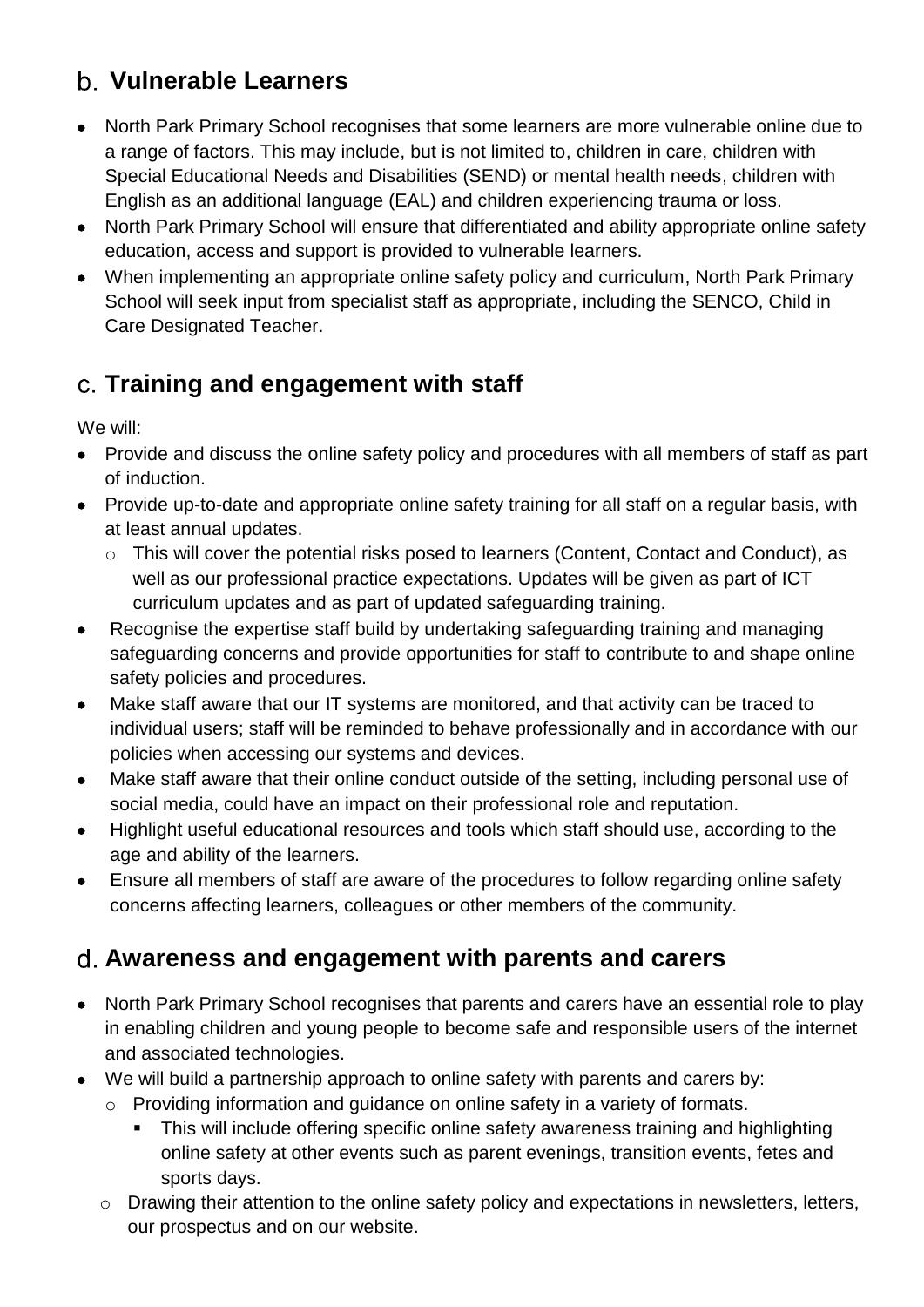## b. Vulnerable Learners

- North Park Primary School recognises that some learners are more vulnerable online due to a range of factors. This may include, but is not limited to, children in care, children with Special Educational Needs and Disabilities (SEND) or mental health needs, children with English as an additional language (EAL) and children experiencing trauma or loss.
- North Park Primary School will ensure that differentiated and ability appropriate online safety education, access and support is provided to vulnerable learners.
- When implementing an appropriate online safety policy and curriculum, North Park Primary School will seek input from specialist staff as appropriate, including the SENCO, Child in Care Designated Teacher.

## c. Training and engagement with staff

We will:

- Provide and discuss the online safety policy and procedures with all members of staff as part of induction.
- Provide up-to-date and appropriate online safety training for all staff on a regular basis, with at least annual updates.
  - This will cover the potential risks posed to learners (Content, Contact and Conduct), as well as our professional practice expectations. Updates will be given as part of ICT curriculum updates and as part of updated safeguarding training.
- Recognise the expertise staff build by undertaking safeguarding training and managing safeguarding concerns and provide opportunities for staff to contribute to and shape online safety policies and procedures.
- Make staff aware that our IT systems are monitored, and that activity can be traced to individual users; staff will be reminded to behave professionally and in accordance with our policies when accessing our systems and devices.
- Make staff aware that their online conduct outside of the setting, including personal use of social media, could have an impact on their professional role and reputation.
- Highlight useful educational resources and tools which staff should use, according to the age and ability of the learners.
- Ensure all members of staff are aware of the procedures to follow regarding online safety concerns affecting learners, colleagues or other members of the community.

## d. Awareness and engagement with parents and carers

- North Park Primary School recognises that parents and carers have an essential role to play in enabling children and young people to become safe and responsible users of the internet and associated technologies.
- We will build a partnership approach to online safety with parents and carers by:
  - Providing information and guidance on online safety in a variety of formats.
    - This will include offering specific online safety awareness training and highlighting online safety at other events such as parent evenings, transition events, fetes and sports days.
  - Drawing their attention to the online safety policy and expectations in newsletters, letters, our prospectus and on our website.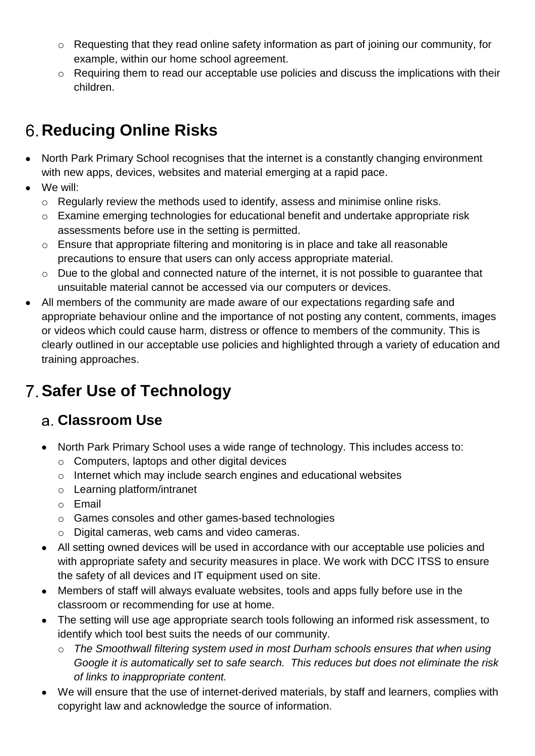- Requesting that they read online safety information as part of joining our community, for example, within our home school agreement.
  - Requiring them to read our acceptable use policies and discuss the implications with their children.

# 6. Reducing Online Risks

- North Park Primary School recognises that the internet is a constantly changing environment with new apps, devices, websites and material emerging at a rapid pace.
- We will:
  - Regularly review the methods used to identify, assess and minimise online risks.
  - Examine emerging technologies for educational benefit and undertake appropriate risk assessments before use in the setting is permitted.
  - Ensure that appropriate filtering and monitoring is in place and take all reasonable precautions to ensure that users can only access appropriate material.
  - Due to the global and connected nature of the internet, it is not possible to guarantee that unsuitable material cannot be accessed via our computers or devices.
- All members of the community are made aware of our expectations regarding safe and appropriate behaviour online and the importance of not posting any content, comments, images or videos which could cause harm, distress or offence to members of the community. This is clearly outlined in our acceptable use policies and highlighted through a variety of education and training approaches.

# 7. Safer Use of Technology

## a. Classroom Use

- North Park Primary School uses a wide range of technology. This includes access to:
  - Computers, laptops and other digital devices
  - Internet which may include search engines and educational websites
  - Learning platform/intranet
  - Email
  - Games consoles and other games-based technologies
  - Digital cameras, web cams and video cameras.
- All setting owned devices will be used in accordance with our acceptable use policies and with appropriate safety and security measures in place. We work with DCC ITSS to ensure the safety of all devices and IT equipment used on site.
- Members of staff will always evaluate websites, tools and apps fully before use in the classroom or recommending for use at home.
- The setting will use age appropriate search tools following an informed risk assessment, to identify which tool best suits the needs of our community.
  - *The Smoothwall filtering system used in most Durham schools ensures that when using Google it is automatically set to safe search. This reduces but does not eliminate the risk of links to inappropriate content.*
- We will ensure that the use of internet-derived materials, by staff and learners, complies with copyright law and acknowledge the source of information.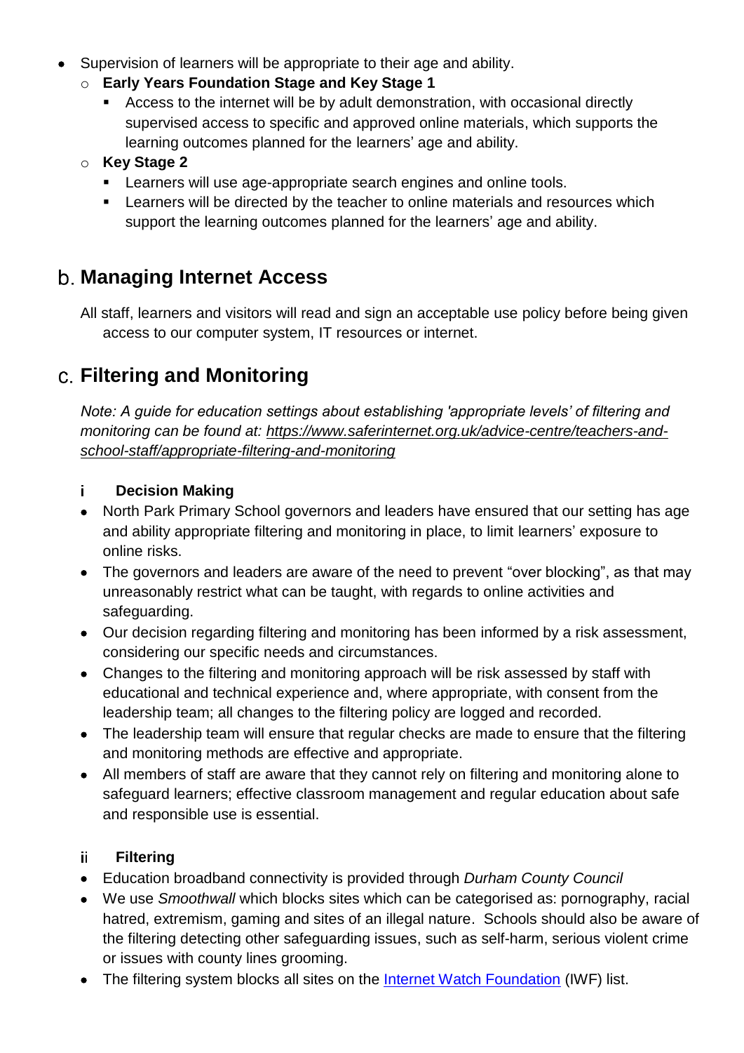- Supervision of learners will be appropriate to their age and ability.
  - **Early Years Foundation Stage and Key Stage 1**
    - Access to the internet will be by adult demonstration, with occasional directly supervised access to specific and approved online materials, which supports the learning outcomes planned for the learners' age and ability.
  - **Key Stage 2**
    - Learners will use age-appropriate search engines and online tools.
    - Learners will be directed by the teacher to online materials and resources which support the learning outcomes planned for the learners' age and ability.

## b. Managing Internet Access

All staff, learners and visitors will read and sign an acceptable use policy before being given access to our computer system, IT resources or internet.

## c. Filtering and Monitoring

*Note: A guide for education settings about establishing 'appropriate levels' of filtering and monitoring can be found at: https://www.saferinternet.org.uk/advice-centre/teachers-and-school-staff/appropriate-filtering-and-monitoring*

### i Decision Making

- North Park Primary School governors and leaders have ensured that our setting has age and ability appropriate filtering and monitoring in place, to limit learners' exposure to online risks.
- The governors and leaders are aware of the need to prevent "over blocking", as that may unreasonably restrict what can be taught, with regards to online activities and safeguarding.
- Our decision regarding filtering and monitoring has been informed by a risk assessment, considering our specific needs and circumstances.
- Changes to the filtering and monitoring approach will be risk assessed by staff with educational and technical experience and, where appropriate, with consent from the leadership team; all changes to the filtering policy are logged and recorded.
- The leadership team will ensure that regular checks are made to ensure that the filtering and monitoring methods are effective and appropriate.
- All members of staff are aware that they cannot rely on filtering and monitoring alone to safeguard learners; effective classroom management and regular education about safe and responsible use is essential.

### ii Filtering

- Education broadband connectivity is provided through *Durham County Council*
- We use *Smoothwall* which blocks sites which can be categorised as: pornography, racial hatred, extremism, gaming and sites of an illegal nature. Schools should also be aware of the filtering detecting other safeguarding issues, such as self-harm, serious violent crime or issues with county lines grooming.
- The filtering system blocks all sites on the [Internet Watch Foundation](https://www.iwf.org.uk/) (IWF) list.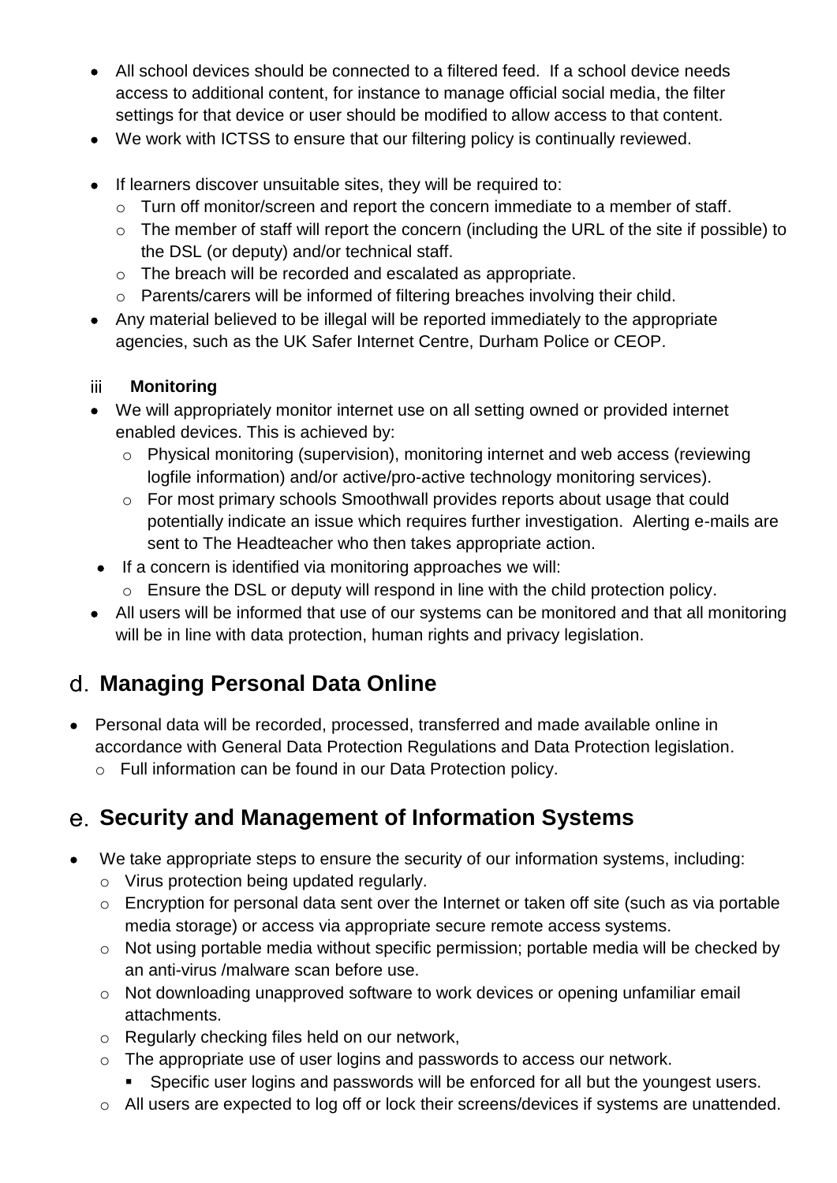- All school devices should be connected to a filtered feed. If a school device needs access to additional content, for instance to manage official social media, the filter settings for that device or user should be modified to allow access to that content.
- We work with ICTSS to ensure that our filtering policy is continually reviewed.
- If learners discover unsuitable sites, they will be required to:
  - Turn off monitor/screen and report the concern immediate to a member of staff.
  - The member of staff will report the concern (including the URL of the site if possible) to the DSL (or deputy) and/or technical staff.
  - The breach will be recorded and escalated as appropriate.
  - Parents/carers will be informed of filtering breaches involving their child.
- Any material believed to be illegal will be reported immediately to the appropriate agencies, such as the UK Safer Internet Centre, Durham Police or CEOP.

#### iii Monitoring

- We will appropriately monitor internet use on all setting owned or provided internet enabled devices. This is achieved by:
  - Physical monitoring (supervision), monitoring internet and web access (reviewing logfile information) and/or active/pro-active technology monitoring services).
  - For most primary schools Smoothwall provides reports about usage that could potentially indicate an issue which requires further investigation. Alerting e-mails are sent to The Headteacher who then takes appropriate action.
- If a concern is identified via monitoring approaches we will:
  - Ensure the DSL or deputy will respond in line with the child protection policy.
- All users will be informed that use of our systems can be monitored and that all monitoring will be in line with data protection, human rights and privacy legislation.

## d. Managing Personal Data Online

- Personal data will be recorded, processed, transferred and made available online in accordance with General Data Protection Regulations and Data Protection legislation.
  - Full information can be found in our Data Protection policy.

## e. Security and Management of Information Systems

- We take appropriate steps to ensure the security of our information systems, including:
  - Virus protection being updated regularly.
  - Encryption for personal data sent over the Internet or taken off site (such as via portable media storage) or access via appropriate secure remote access systems.
  - Not using portable media without specific permission; portable media will be checked by an anti-virus /malware scan before use.
  - Not downloading unapproved software to work devices or opening unfamiliar email attachments.
  - Regularly checking files held on our network,
  - The appropriate use of user logins and passwords to access our network.
    - Specific user logins and passwords will be enforced for all but the youngest users.
  - All users are expected to log off or lock their screens/devices if systems are unattended.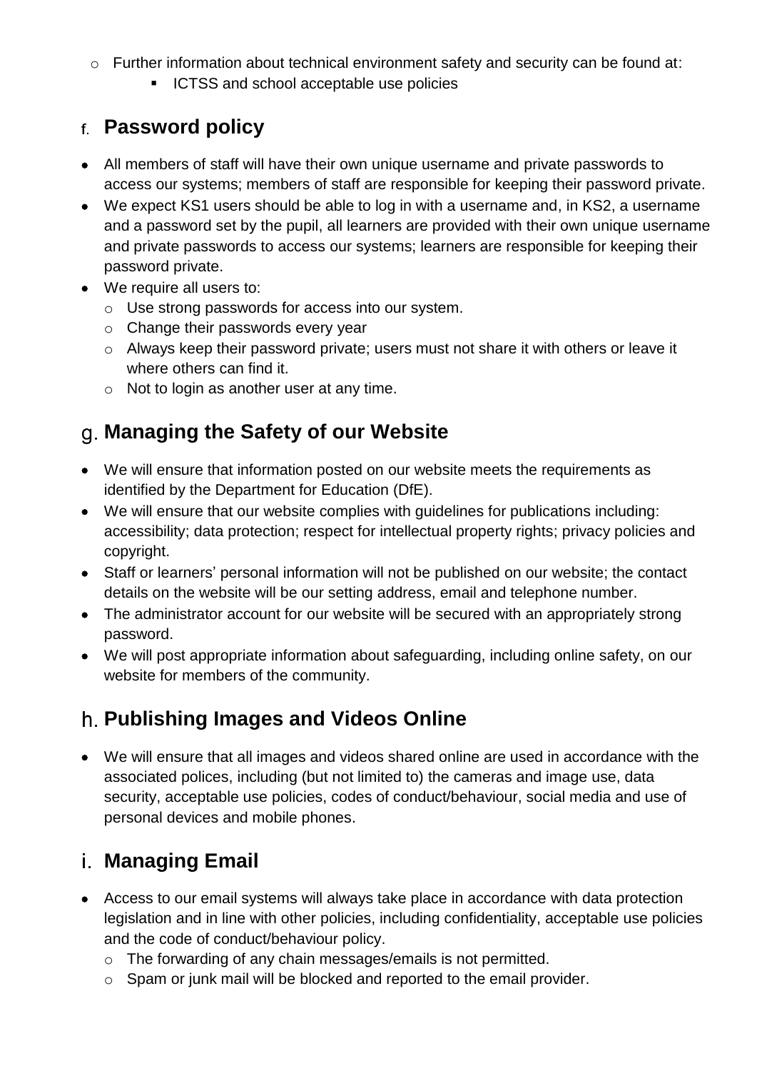- Further information about technical environment safety and security can be found at:
  - ICTSS and school acceptable use policies

## f. Password policy

- All members of staff will have their own unique username and private passwords to access our systems; members of staff are responsible for keeping their password private.
- We expect KS1 users should be able to log in with a username and, in KS2, a username and a password set by the pupil, all learners are provided with their own unique username and private passwords to access our systems; learners are responsible for keeping their password private.
- We require all users to:
  - Use strong passwords for access into our system.
  - Change their passwords every year
  - Always keep their password private; users must not share it with others or leave it where others can find it.
  - Not to login as another user at any time.

## g. Managing the Safety of our Website

- We will ensure that information posted on our website meets the requirements as identified by the Department for Education (DfE).
- We will ensure that our website complies with guidelines for publications including: accessibility; data protection; respect for intellectual property rights; privacy policies and copyright.
- Staff or learners' personal information will not be published on our website; the contact details on the website will be our setting address, email and telephone number.
- The administrator account for our website will be secured with an appropriately strong password.
- We will post appropriate information about safeguarding, including online safety, on our website for members of the community.

## h. Publishing Images and Videos Online

- We will ensure that all images and videos shared online are used in accordance with the associated polices, including (but not limited to) the cameras and image use, data security, acceptable use policies, codes of conduct/behaviour, social media and use of personal devices and mobile phones.

## i. Managing Email

- Access to our email systems will always take place in accordance with data protection legislation and in line with other policies, including confidentiality, acceptable use policies and the code of conduct/behaviour policy.
  - The forwarding of any chain messages/emails is not permitted.
  - Spam or junk mail will be blocked and reported to the email provider.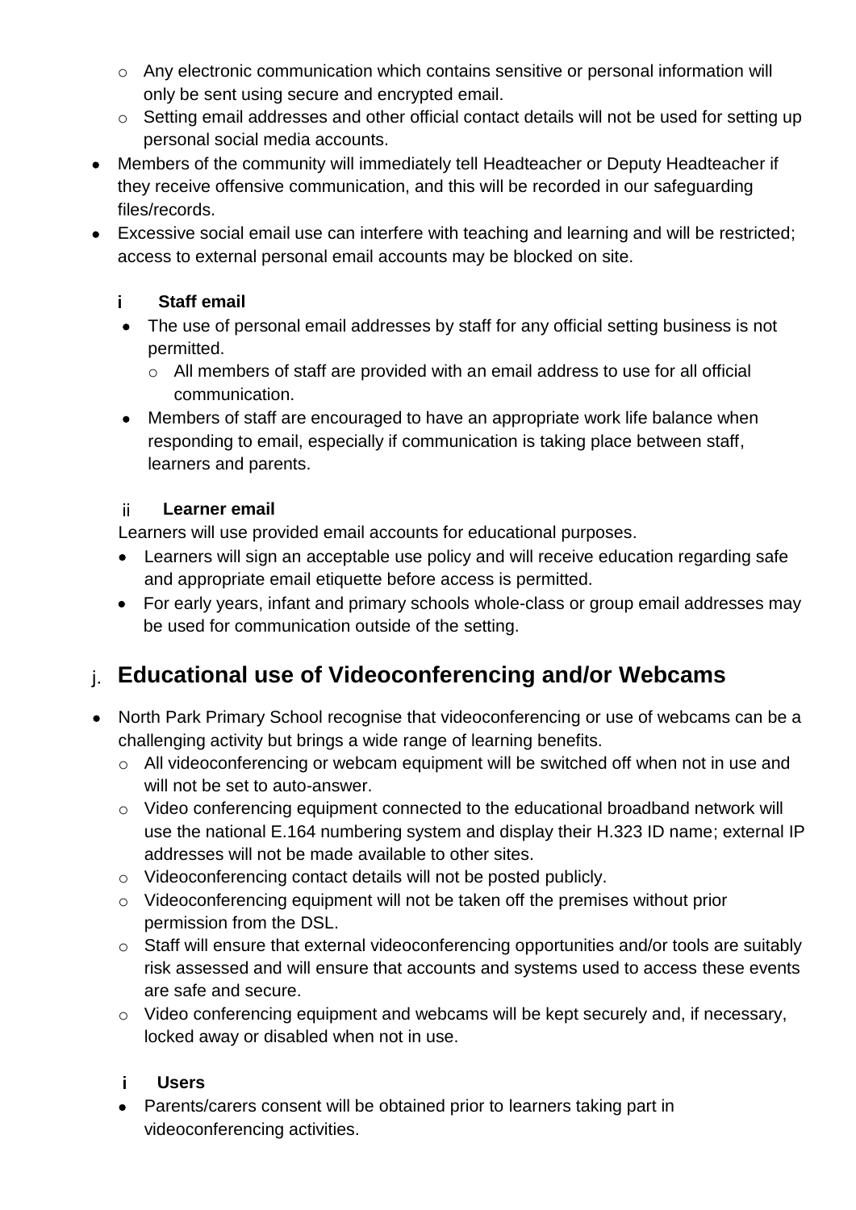- Any electronic communication which contains sensitive or personal information will only be sent using secure and encrypted email.
  - Setting email addresses and other official contact details will not be used for setting up personal social media accounts.
- Members of the community will immediately tell Headteacher or Deputy Headteacher if they receive offensive communication, and this will be recorded in our safeguarding files/records.
- Excessive social email use can interfere with teaching and learning and will be restricted; access to external personal email accounts may be blocked on site.

### i Staff email

- The use of personal email addresses by staff for any official setting business is not permitted.
  - All members of staff are provided with an email address to use for all official communication.
- Members of staff are encouraged to have an appropriate work life balance when responding to email, especially if communication is taking place between staff, learners and parents.

### ii Learner email

Learners will use provided email accounts for educational purposes.

- Learners will sign an acceptable use policy and will receive education regarding safe and appropriate email etiquette before access is permitted.
- For early years, infant and primary schools whole-class or group email addresses may be used for communication outside of the setting.

## j. Educational use of Videoconferencing and/or Webcams

- North Park Primary School recognise that videoconferencing or use of webcams can be a challenging activity but brings a wide range of learning benefits.
  - All videoconferencing or webcam equipment will be switched off when not in use and will not be set to auto-answer.
  - Video conferencing equipment connected to the educational broadband network will use the national E.164 numbering system and display their H.323 ID name; external IP addresses will not be made available to other sites.
  - Videoconferencing contact details will not be posted publicly.
  - Videoconferencing equipment will not be taken off the premises without prior permission from the DSL.
  - Staff will ensure that external videoconferencing opportunities and/or tools are suitably risk assessed and will ensure that accounts and systems used to access these events are safe and secure.
  - Video conferencing equipment and webcams will be kept securely and, if necessary, locked away or disabled when not in use.

### i Users

- Parents/carers consent will be obtained prior to learners taking part in videoconferencing activities.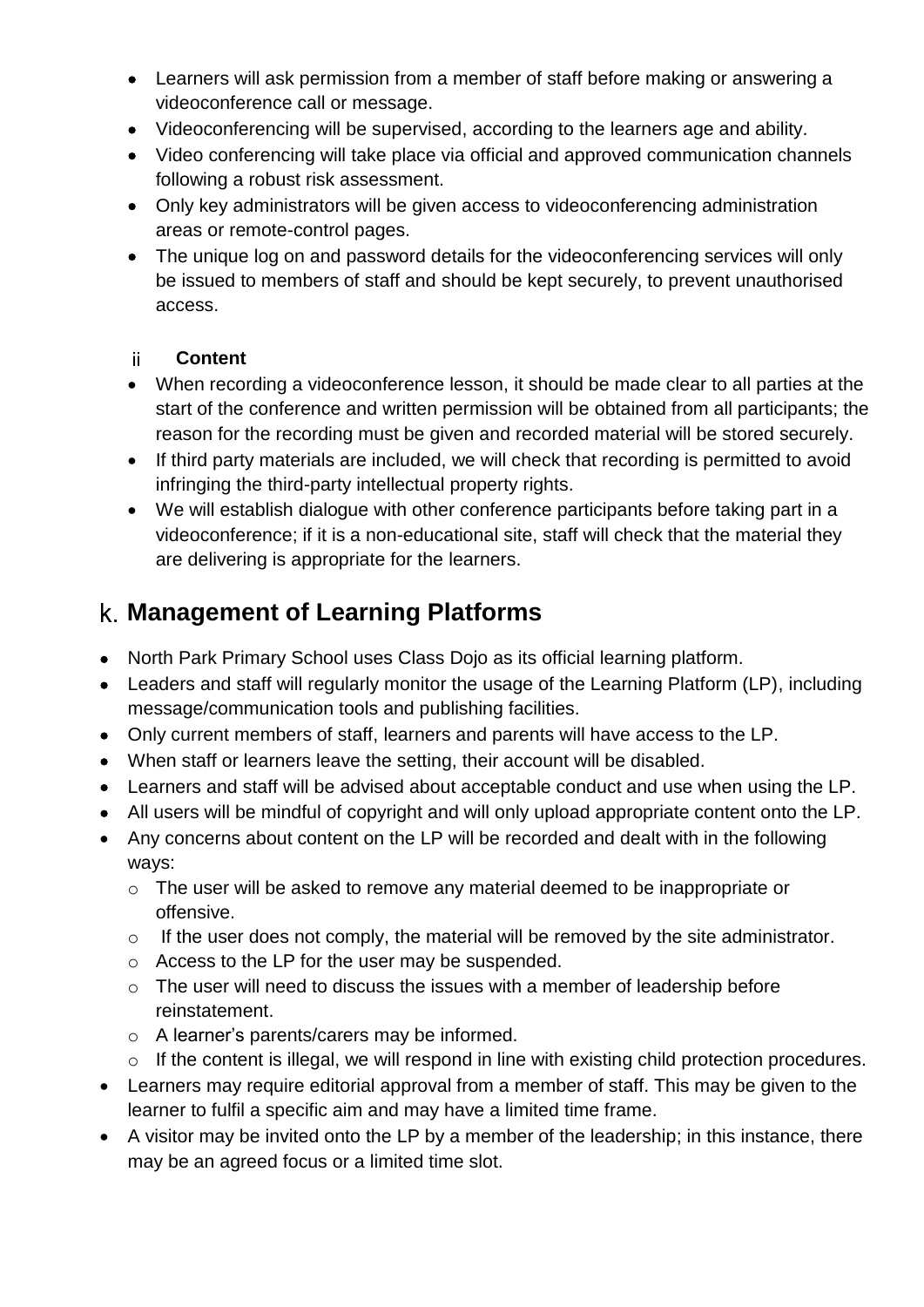- Learners will ask permission from a member of staff before making or answering a videoconference call or message.
- Videoconferencing will be supervised, according to the learners age and ability.
- Video conferencing will take place via official and approved communication channels following a robust risk assessment.
- Only key administrators will be given access to videoconferencing administration areas or remote-control pages.
- The unique log on and password details for the videoconferencing services will only be issued to members of staff and should be kept securely, to prevent unauthorised access.

### ii Content

- When recording a videoconference lesson, it should be made clear to all parties at the start of the conference and written permission will be obtained from all participants; the reason for the recording must be given and recorded material will be stored securely.
- If third party materials are included, we will check that recording is permitted to avoid infringing the third-party intellectual property rights.
- We will establish dialogue with other conference participants before taking part in a videoconference; if it is a non-educational site, staff will check that the material they are delivering is appropriate for the learners.

## k. Management of Learning Platforms

- North Park Primary School uses Class Dojo as its official learning platform.
- Leaders and staff will regularly monitor the usage of the Learning Platform (LP), including message/communication tools and publishing facilities.
- Only current members of staff, learners and parents will have access to the LP.
- When staff or learners leave the setting, their account will be disabled.
- Learners and staff will be advised about acceptable conduct and use when using the LP.
- All users will be mindful of copyright and will only upload appropriate content onto the LP.
- Any concerns about content on the LP will be recorded and dealt with in the following ways:
  - The user will be asked to remove any material deemed to be inappropriate or offensive.
  - If the user does not comply, the material will be removed by the site administrator.
  - Access to the LP for the user may be suspended.
  - The user will need to discuss the issues with a member of leadership before reinstatement.
  - A learner's parents/carers may be informed.
  - If the content is illegal, we will respond in line with existing child protection procedures.
- Learners may require editorial approval from a member of staff. This may be given to the learner to fulfil a specific aim and may have a limited time frame.
- A visitor may be invited onto the LP by a member of the leadership; in this instance, there may be an agreed focus or a limited time slot.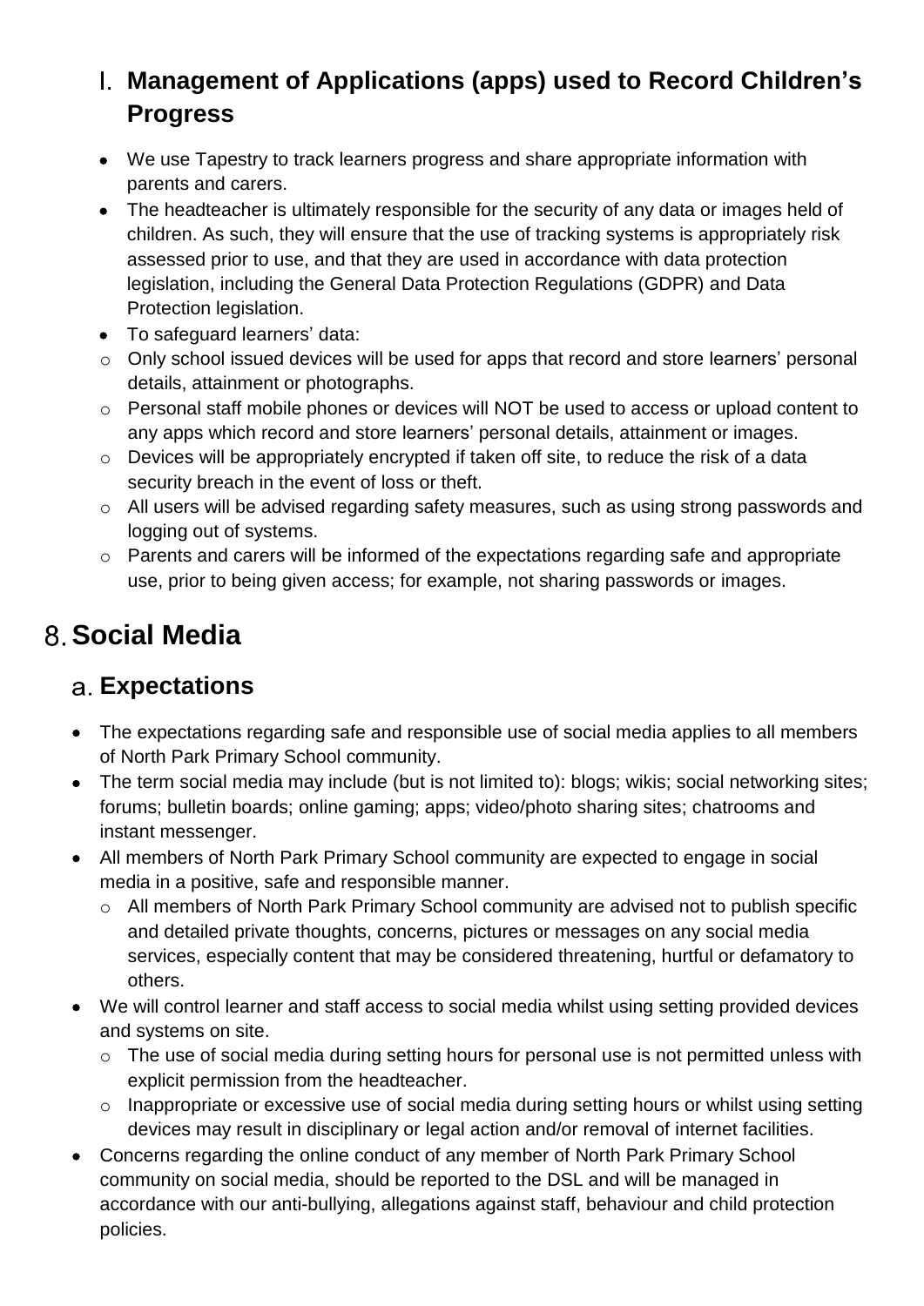## l. Management of Applications (apps) used to Record Children's Progress

- We use Tapestry to track learners progress and share appropriate information with parents and carers.
- The headteacher is ultimately responsible for the security of any data or images held of children. As such, they will ensure that the use of tracking systems is appropriately risk assessed prior to use, and that they are used in accordance with data protection legislation, including the General Data Protection Regulations (GDPR) and Data Protection legislation.
- To safeguard learners' data:
  - Only school issued devices will be used for apps that record and store learners' personal details, attainment or photographs.
  - Personal staff mobile phones or devices will NOT be used to access or upload content to any apps which record and store learners' personal details, attainment or images.
  - Devices will be appropriately encrypted if taken off site, to reduce the risk of a data security breach in the event of loss or theft.
  - All users will be advised regarding safety measures, such as using strong passwords and logging out of systems.
  - Parents and carers will be informed of the expectations regarding safe and appropriate use, prior to being given access; for example, not sharing passwords or images.

# 8. Social Media

## a. Expectations

- The expectations regarding safe and responsible use of social media applies to all members of North Park Primary School community.
- The term social media may include (but is not limited to): blogs; wikis; social networking sites; forums; bulletin boards; online gaming; apps; video/photo sharing sites; chatrooms and instant messenger.
- All members of North Park Primary School community are expected to engage in social media in a positive, safe and responsible manner.
  - All members of North Park Primary School community are advised not to publish specific and detailed private thoughts, concerns, pictures or messages on any social media services, especially content that may be considered threatening, hurtful or defamatory to others.
- We will control learner and staff access to social media whilst using setting provided devices and systems on site.
  - The use of social media during setting hours for personal use is not permitted unless with explicit permission from the headteacher.
  - Inappropriate or excessive use of social media during setting hours or whilst using setting devices may result in disciplinary or legal action and/or removal of internet facilities.
- Concerns regarding the online conduct of any member of North Park Primary School community on social media, should be reported to the DSL and will be managed in accordance with our anti-bullying, allegations against staff, behaviour and child protection policies.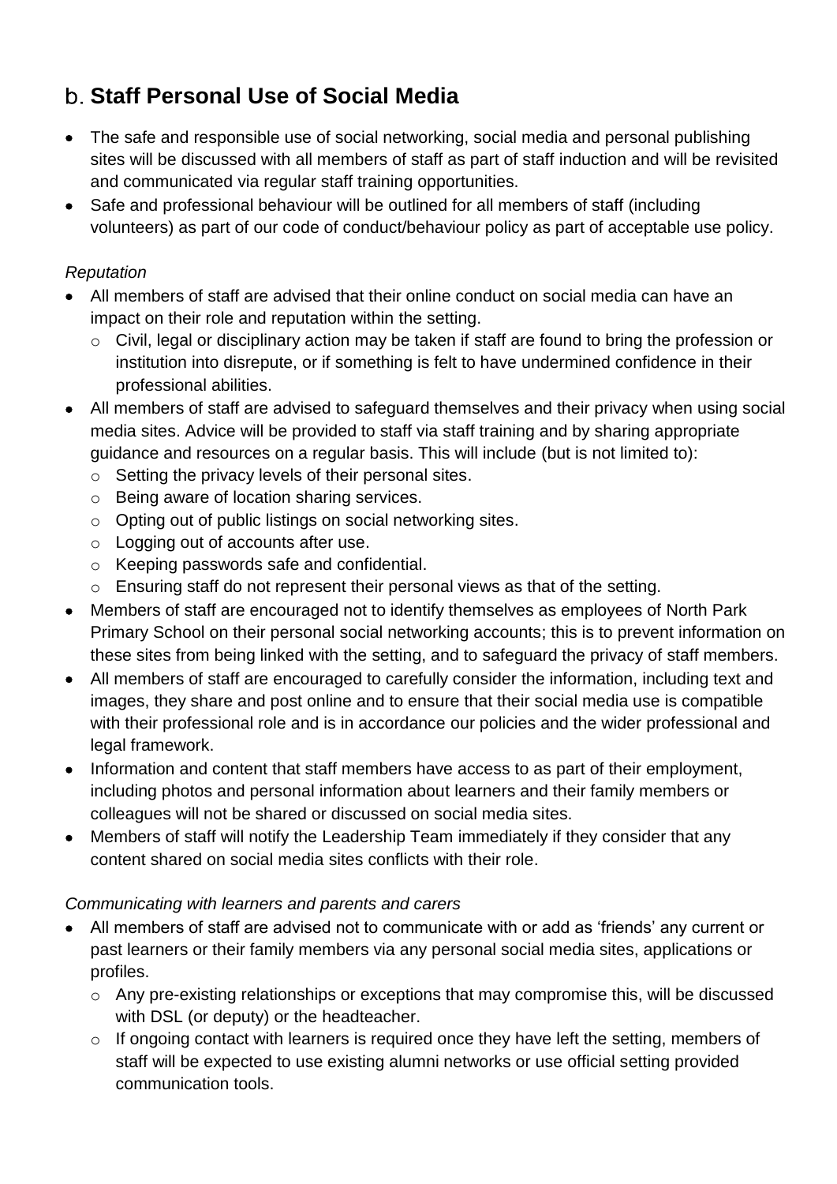## b. Staff Personal Use of Social Media

- The safe and responsible use of social networking, social media and personal publishing sites will be discussed with all members of staff as part of staff induction and will be revisited and communicated via regular staff training opportunities.
- Safe and professional behaviour will be outlined for all members of staff (including volunteers) as part of our code of conduct/behaviour policy as part of acceptable use policy.

*Reputation*

- All members of staff are advised that their online conduct on social media can have an impact on their role and reputation within the setting.
  - Civil, legal or disciplinary action may be taken if staff are found to bring the profession or institution into disrepute, or if something is felt to have undermined confidence in their professional abilities.
- All members of staff are advised to safeguard themselves and their privacy when using social media sites. Advice will be provided to staff via staff training and by sharing appropriate guidance and resources on a regular basis. This will include (but is not limited to):
  - Setting the privacy levels of their personal sites.
  - Being aware of location sharing services.
  - Opting out of public listings on social networking sites.
  - Logging out of accounts after use.
  - Keeping passwords safe and confidential.
  - Ensuring staff do not represent their personal views as that of the setting.
- Members of staff are encouraged not to identify themselves as employees of North Park Primary School on their personal social networking accounts; this is to prevent information on these sites from being linked with the setting, and to safeguard the privacy of staff members.
- All members of staff are encouraged to carefully consider the information, including text and images, they share and post online and to ensure that their social media use is compatible with their professional role and is in accordance our policies and the wider professional and legal framework.
- Information and content that staff members have access to as part of their employment, including photos and personal information about learners and their family members or colleagues will not be shared or discussed on social media sites.
- Members of staff will notify the Leadership Team immediately if they consider that any content shared on social media sites conflicts with their role.

*Communicating with learners and parents and carers*

- All members of staff are advised not to communicate with or add as 'friends' any current or past learners or their family members via any personal social media sites, applications or profiles.
  - Any pre-existing relationships or exceptions that may compromise this, will be discussed with DSL (or deputy) or the headteacher.
  - If ongoing contact with learners is required once they have left the setting, members of staff will be expected to use existing alumni networks or use official setting provided communication tools.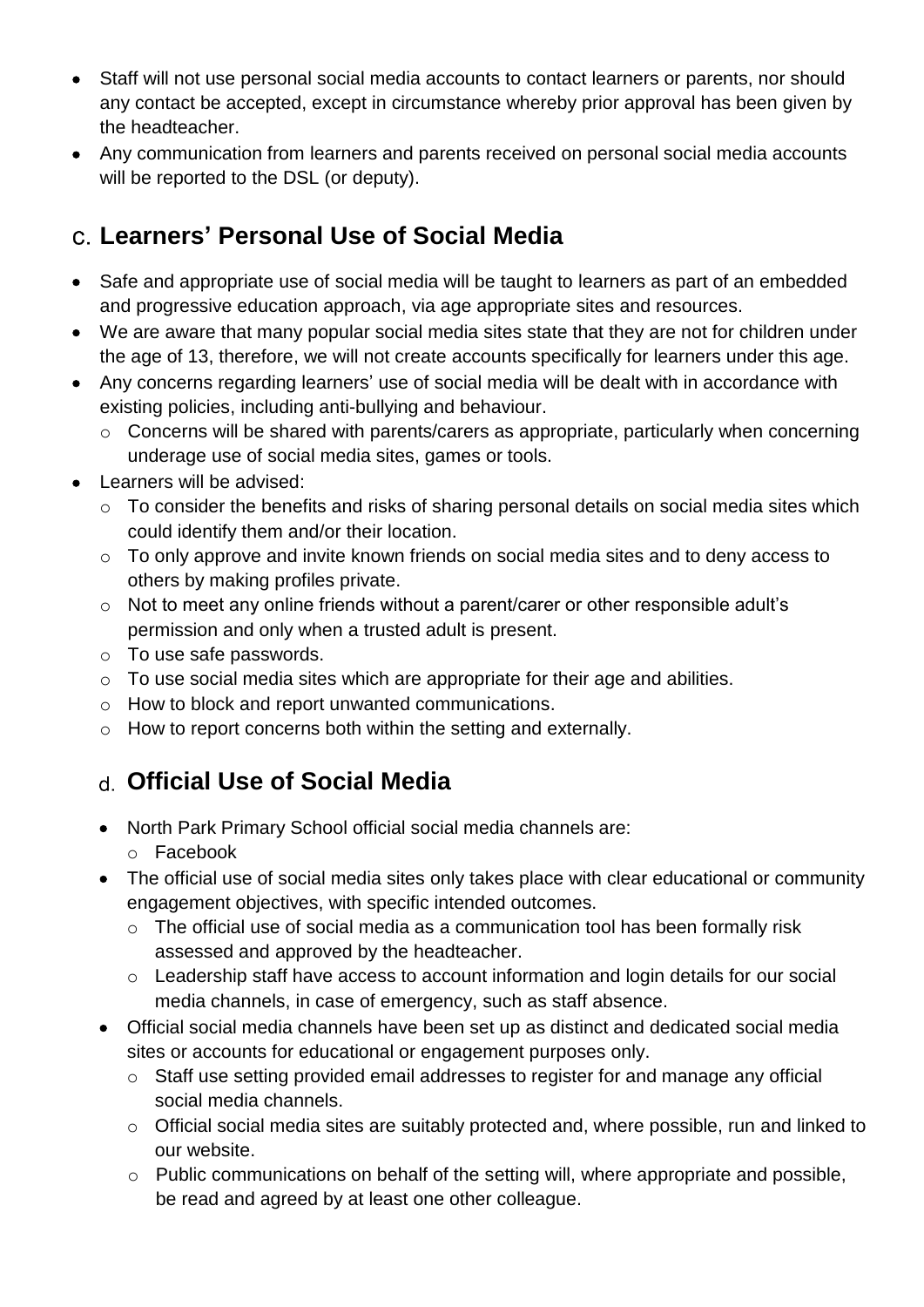- Staff will not use personal social media accounts to contact learners or parents, nor should any contact be accepted, except in circumstance whereby prior approval has been given by the headteacher.
- Any communication from learners and parents received on personal social media accounts will be reported to the DSL (or deputy).

## c. Learners' Personal Use of Social Media

- Safe and appropriate use of social media will be taught to learners as part of an embedded and progressive education approach, via age appropriate sites and resources.
- We are aware that many popular social media sites state that they are not for children under the age of 13, therefore, we will not create accounts specifically for learners under this age.
- Any concerns regarding learners' use of social media will be dealt with in accordance with existing policies, including anti-bullying and behaviour.
  - Concerns will be shared with parents/carers as appropriate, particularly when concerning underage use of social media sites, games or tools.
- Learners will be advised:
  - To consider the benefits and risks of sharing personal details on social media sites which could identify them and/or their location.
  - To only approve and invite known friends on social media sites and to deny access to others by making profiles private.
  - Not to meet any online friends without a parent/carer or other responsible adult's permission and only when a trusted adult is present.
  - To use safe passwords.
  - To use social media sites which are appropriate for their age and abilities.
  - How to block and report unwanted communications.
  - How to report concerns both within the setting and externally.

## d. Official Use of Social Media

- North Park Primary School official social media channels are:
  - Facebook
- The official use of social media sites only takes place with clear educational or community engagement objectives, with specific intended outcomes.
  - The official use of social media as a communication tool has been formally risk assessed and approved by the headteacher.
  - Leadership staff have access to account information and login details for our social media channels, in case of emergency, such as staff absence.
- Official social media channels have been set up as distinct and dedicated social media sites or accounts for educational or engagement purposes only.
  - Staff use setting provided email addresses to register for and manage any official social media channels.
  - Official social media sites are suitably protected and, where possible, run and linked to our website.
  - Public communications on behalf of the setting will, where appropriate and possible, be read and agreed by at least one other colleague.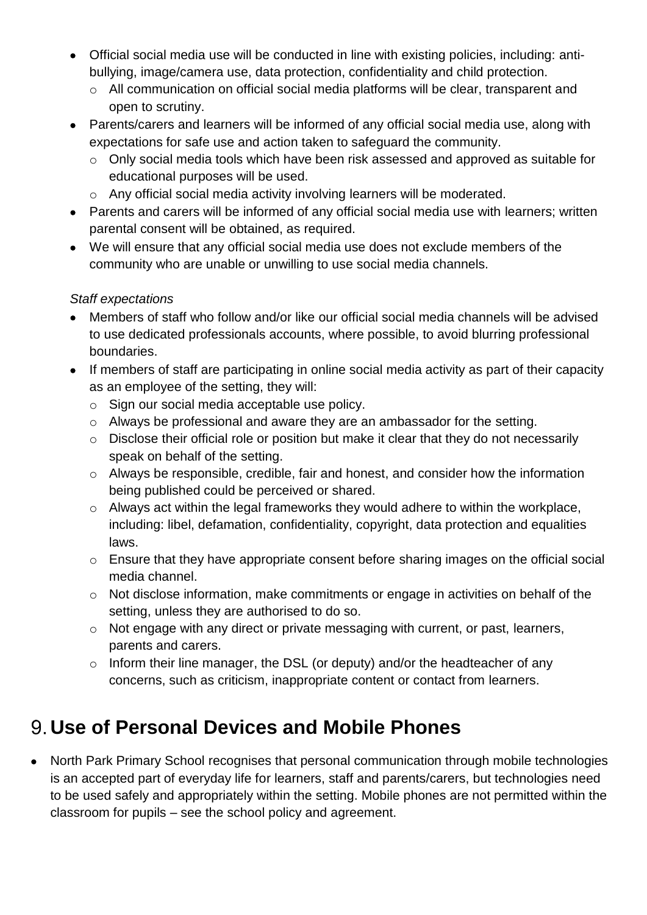- Official social media use will be conducted in line with existing policies, including: anti-bullying, image/camera use, data protection, confidentiality and child protection.
    - All communication on official social media platforms will be clear, transparent and open to scrutiny.
- Parents/carers and learners will be informed of any official social media use, along with expectations for safe use and action taken to safeguard the community.
    - Only social media tools which have been risk assessed and approved as suitable for educational purposes will be used.
    - Any official social media activity involving learners will be moderated.
- Parents and carers will be informed of any official social media use with learners; written parental consent will be obtained, as required.
- We will ensure that any official social media use does not exclude members of the community who are unable or unwilling to use social media channels.

*Staff expectations*

- Members of staff who follow and/or like our official social media channels will be advised to use dedicated professionals accounts, where possible, to avoid blurring professional boundaries.
- If members of staff are participating in online social media activity as part of their capacity as an employee of the setting, they will:
    - Sign our social media acceptable use policy.
    - Always be professional and aware they are an ambassador for the setting.
    - Disclose their official role or position but make it clear that they do not necessarily speak on behalf of the setting.
    - Always be responsible, credible, fair and honest, and consider how the information being published could be perceived or shared.
    - Always act within the legal frameworks they would adhere to within the workplace, including: libel, defamation, confidentiality, copyright, data protection and equalities laws.
    - Ensure that they have appropriate consent before sharing images on the official social media channel.
    - Not disclose information, make commitments or engage in activities on behalf of the setting, unless they are authorised to do so.
    - Not engage with any direct or private messaging with current, or past, learners, parents and carers.
    - Inform their line manager, the DSL (or deputy) and/or the headteacher of any concerns, such as criticism, inappropriate content or contact from learners.

# 9. Use of Personal Devices and Mobile Phones

- North Park Primary School recognises that personal communication through mobile technologies is an accepted part of everyday life for learners, staff and parents/carers, but technologies need to be used safely and appropriately within the setting. Mobile phones are not permitted within the classroom for pupils – see the school policy and agreement.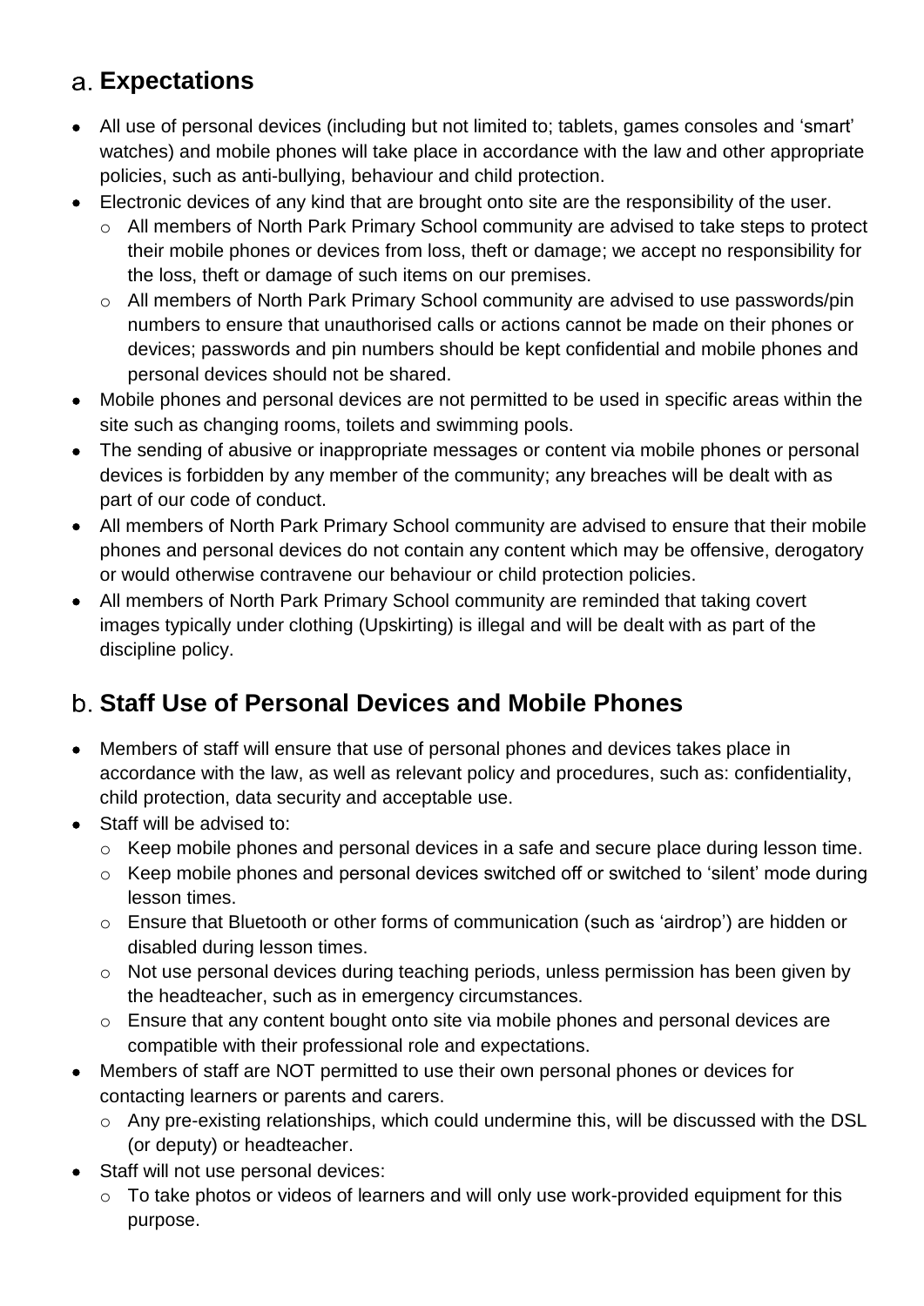## a. Expectations

- All use of personal devices (including but not limited to; tablets, games consoles and 'smart' watches) and mobile phones will take place in accordance with the law and other appropriate policies, such as anti-bullying, behaviour and child protection.
- Electronic devices of any kind that are brought onto site are the responsibility of the user.
  - All members of North Park Primary School community are advised to take steps to protect their mobile phones or devices from loss, theft or damage; we accept no responsibility for the loss, theft or damage of such items on our premises.
  - All members of North Park Primary School community are advised to use passwords/pin numbers to ensure that unauthorised calls or actions cannot be made on their phones or devices; passwords and pin numbers should be kept confidential and mobile phones and personal devices should not be shared.
- Mobile phones and personal devices are not permitted to be used in specific areas within the site such as changing rooms, toilets and swimming pools.
- The sending of abusive or inappropriate messages or content via mobile phones or personal devices is forbidden by any member of the community; any breaches will be dealt with as part of our code of conduct.
- All members of North Park Primary School community are advised to ensure that their mobile phones and personal devices do not contain any content which may be offensive, derogatory or would otherwise contravene our behaviour or child protection policies.
- All members of North Park Primary School community are reminded that taking covert images typically under clothing (Upskirting) is illegal and will be dealt with as part of the discipline policy.

## b. Staff Use of Personal Devices and Mobile Phones

- Members of staff will ensure that use of personal phones and devices takes place in accordance with the law, as well as relevant policy and procedures, such as: confidentiality, child protection, data security and acceptable use.
- Staff will be advised to:
  - Keep mobile phones and personal devices in a safe and secure place during lesson time.
  - Keep mobile phones and personal devices switched off or switched to 'silent' mode during lesson times.
  - Ensure that Bluetooth or other forms of communication (such as 'airdrop') are hidden or disabled during lesson times.
  - Not use personal devices during teaching periods, unless permission has been given by the headteacher, such as in emergency circumstances.
  - Ensure that any content bought onto site via mobile phones and personal devices are compatible with their professional role and expectations.
- Members of staff are NOT permitted to use their own personal phones or devices for contacting learners or parents and carers.
  - Any pre-existing relationships, which could undermine this, will be discussed with the DSL (or deputy) or headteacher.
- Staff will not use personal devices:
  - To take photos or videos of learners and will only use work-provided equipment for this purpose.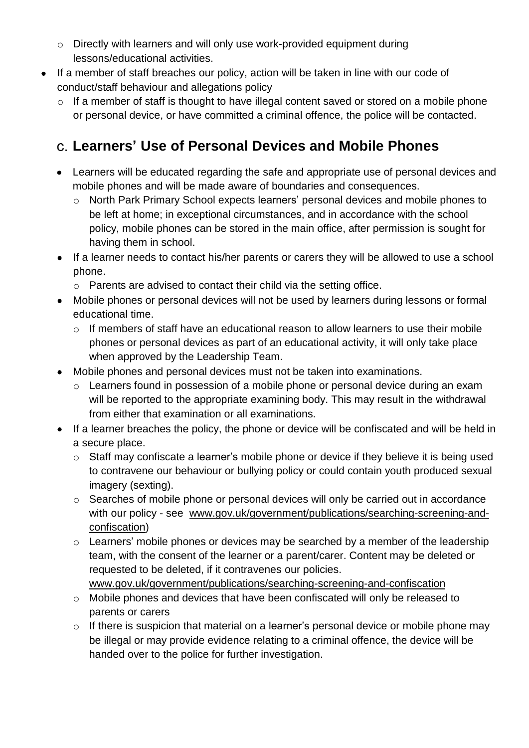- Directly with learners and will only use work-provided equipment during lessons/educational activities.
- If a member of staff breaches our policy, action will be taken in line with our code of conduct/staff behaviour and allegations policy
    - If a member of staff is thought to have illegal content saved or stored on a mobile phone or personal device, or have committed a criminal offence, the police will be contacted.

## C. Learners' Use of Personal Devices and Mobile Phones

- Learners will be educated regarding the safe and appropriate use of personal devices and mobile phones and will be made aware of boundaries and consequences.
    - North Park Primary School expects learners' personal devices and mobile phones to be left at home; in exceptional circumstances, and in accordance with the school policy, mobile phones can be stored in the main office, after permission is sought for having them in school.
- If a learner needs to contact his/her parents or carers they will be allowed to use a school phone.
    - Parents are advised to contact their child via the setting office.
- Mobile phones or personal devices will not be used by learners during lessons or formal educational time.
    - If members of staff have an educational reason to allow learners to use their mobile phones or personal devices as part of an educational activity, it will only take place when approved by the Leadership Team.
- Mobile phones and personal devices must not be taken into examinations.
    - Learners found in possession of a mobile phone or personal device during an exam will be reported to the appropriate examining body. This may result in the withdrawal from either that examination or all examinations.
- If a learner breaches the policy, the phone or device will be confiscated and will be held in a secure place.
    - Staff may confiscate a learner's mobile phone or device if they believe it is being used to contravene our behaviour or bullying policy or could contain youth produced sexual imagery (sexting).
    - Searches of mobile phone or personal devices will only be carried out in accordance with our policy - see www.gov.uk/government/publications/searching-screening-and-confiscation)
    - Learners' mobile phones or devices may be searched by a member of the leadership team, with the consent of the learner or a parent/carer. Content may be deleted or requested to be deleted, if it contravenes our policies. www.gov.uk/government/publications/searching-screening-and-confiscation
    - Mobile phones and devices that have been confiscated will only be released to parents or carers
    - If there is suspicion that material on a learner's personal device or mobile phone may be illegal or may provide evidence relating to a criminal offence, the device will be handed over to the police for further investigation.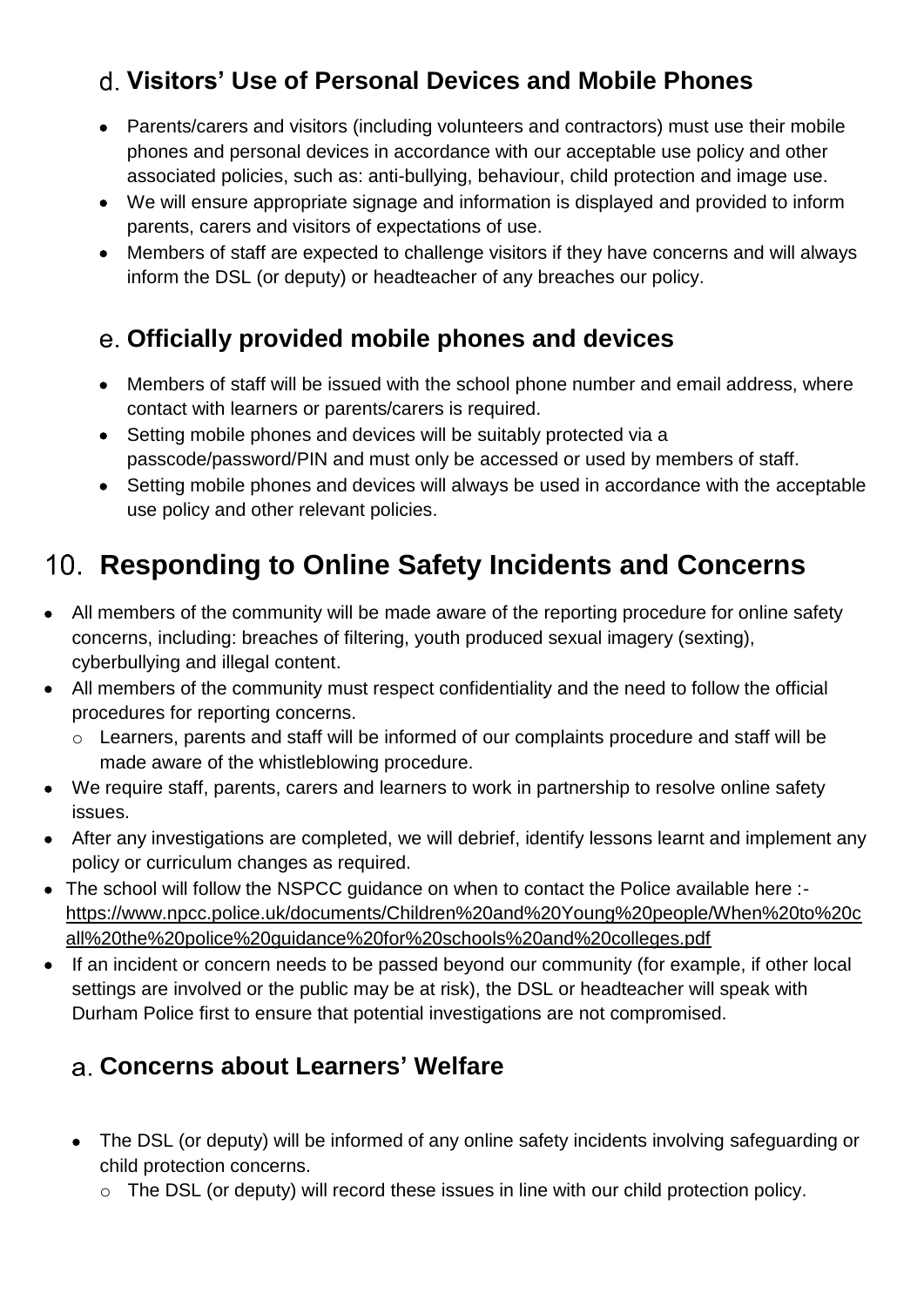### d. Visitors' Use of Personal Devices and Mobile Phones

- Parents/carers and visitors (including volunteers and contractors) must use their mobile phones and personal devices in accordance with our acceptable use policy and other associated policies, such as: anti-bullying, behaviour, child protection and image use.
- We will ensure appropriate signage and information is displayed and provided to inform parents, carers and visitors of expectations of use.
- Members of staff are expected to challenge visitors if they have concerns and will always inform the DSL (or deputy) or headteacher of any breaches our policy.

### e. Officially provided mobile phones and devices

- Members of staff will be issued with the school phone number and email address, where contact with learners or parents/carers is required.
- Setting mobile phones and devices will be suitably protected via a passcode/password/PIN and must only be accessed or used by members of staff.
- Setting mobile phones and devices will always be used in accordance with the acceptable use policy and other relevant policies.

## 10. Responding to Online Safety Incidents and Concerns

- All members of the community will be made aware of the reporting procedure for online safety concerns, including: breaches of filtering, youth produced sexual imagery (sexting), cyberbullying and illegal content.
- All members of the community must respect confidentiality and the need to follow the official procedures for reporting concerns.
  - Learners, parents and staff will be informed of our complaints procedure and staff will be made aware of the whistleblowing procedure.
- We require staff, parents, carers and learners to work in partnership to resolve online safety issues.
- After any investigations are completed, we will debrief, identify lessons learnt and implement any policy or curriculum changes as required.
- The school will follow the NSPCC guidance on when to contact the Police available here :- https://www.npcc.police.uk/documents/Children%20and%20Young%20people/When%20to%20call%20the%20police%20guidance%20for%20schools%20and%20colleges.pdf
- If an incident or concern needs to be passed beyond our community (for example, if other local settings are involved or the public may be at risk), the DSL or headteacher will speak with Durham Police first to ensure that potential investigations are not compromised.

### a. Concerns about Learners' Welfare

- The DSL (or deputy) will be informed of any online safety incidents involving safeguarding or child protection concerns.
  - The DSL (or deputy) will record these issues in line with our child protection policy.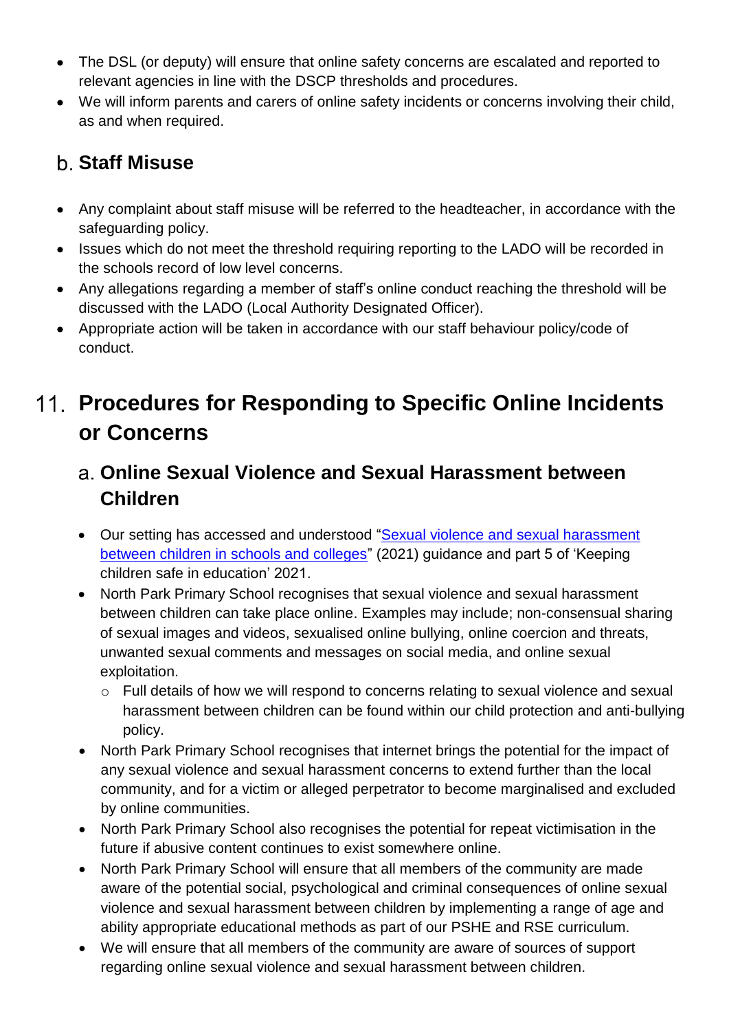- The DSL (or deputy) will ensure that online safety concerns are escalated and reported to relevant agencies in line with the DSCP thresholds and procedures.
- We will inform parents and carers of online safety incidents or concerns involving their child, as and when required.

### b. Staff Misuse

- Any complaint about staff misuse will be referred to the headteacher, in accordance with the safeguarding policy.
- Issues which do not meet the threshold requiring reporting to the LADO will be recorded in the schools record of low level concerns.
- Any allegations regarding a member of staff's online conduct reaching the threshold will be discussed with the LADO (Local Authority Designated Officer).
- Appropriate action will be taken in accordance with our staff behaviour policy/code of conduct.

## 11. Procedures for Responding to Specific Online Incidents or Concerns

### a. Online Sexual Violence and Sexual Harassment between Children

- Our setting has accessed and understood "[Sexual violence and sexual harassment between children in schools and colleges]" (2021) guidance and part 5 of 'Keeping children safe in education' 2021.
- North Park Primary School recognises that sexual violence and sexual harassment between children can take place online. Examples may include; non-consensual sharing of sexual images and videos, sexualised online bullying, online coercion and threats, unwanted sexual comments and messages on social media, and online sexual exploitation.
  - Full details of how we will respond to concerns relating to sexual violence and sexual harassment between children can be found within our child protection and anti-bullying policy.
- North Park Primary School recognises that internet brings the potential for the impact of any sexual violence and sexual harassment concerns to extend further than the local community, and for a victim or alleged perpetrator to become marginalised and excluded by online communities.
- North Park Primary School also recognises the potential for repeat victimisation in the future if abusive content continues to exist somewhere online.
- North Park Primary School will ensure that all members of the community are made aware of the potential social, psychological and criminal consequences of online sexual violence and sexual harassment between children by implementing a range of age and ability appropriate educational methods as part of our PSHE and RSE curriculum.
- We will ensure that all members of the community are aware of sources of support regarding online sexual violence and sexual harassment between children.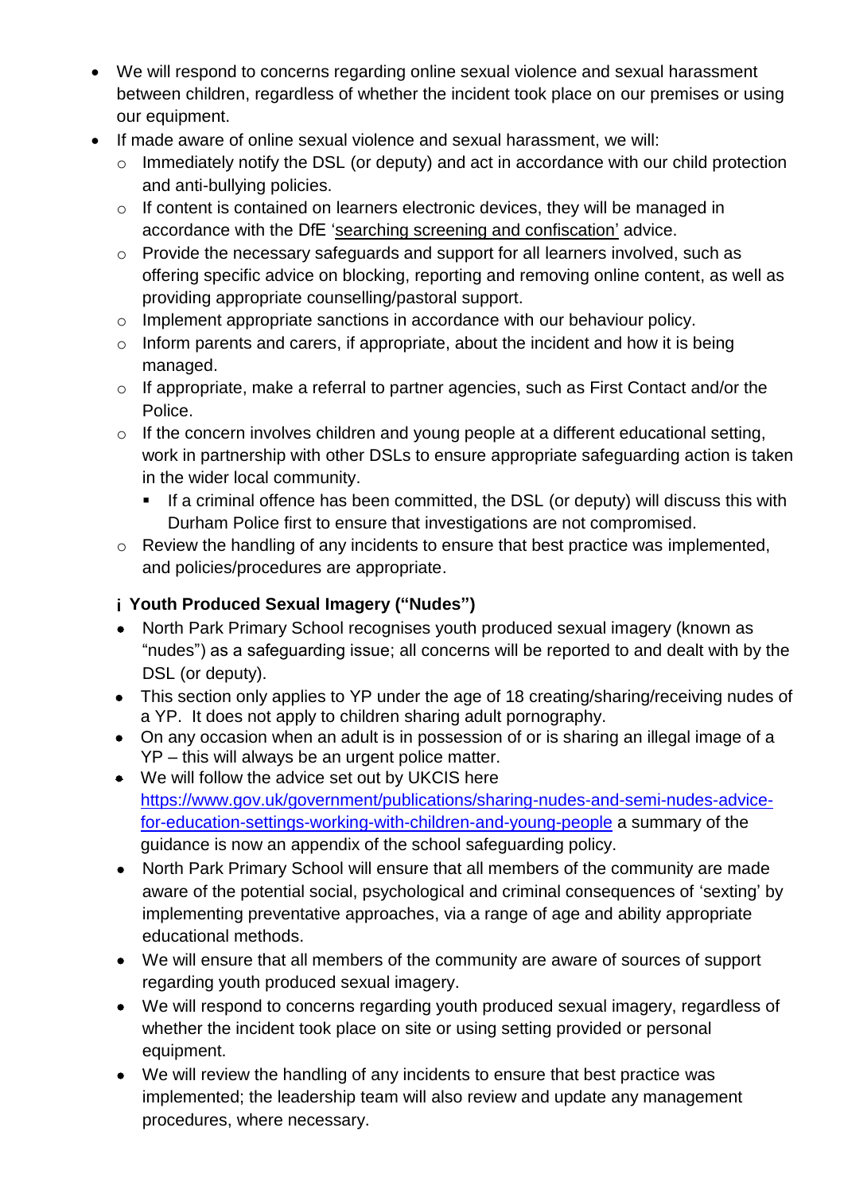- We will respond to concerns regarding online sexual violence and sexual harassment between children, regardless of whether the incident took place on our premises or using our equipment.
- If made aware of online sexual violence and sexual harassment, we will:
  - Immediately notify the DSL (or deputy) and act in accordance with our child protection and anti-bullying policies.
  - If content is contained on learners electronic devices, they will be managed in accordance with the DfE 'searching screening and confiscation' advice.
  - Provide the necessary safeguards and support for all learners involved, such as offering specific advice on blocking, reporting and removing online content, as well as providing appropriate counselling/pastoral support.
  - Implement appropriate sanctions in accordance with our behaviour policy.
  - Inform parents and carers, if appropriate, about the incident and how it is being managed.
  - If appropriate, make a referral to partner agencies, such as First Contact and/or the Police.
  - If the concern involves children and young people at a different educational setting, work in partnership with other DSLs to ensure appropriate safeguarding action is taken in the wider local community.
    - If a criminal offence has been committed, the DSL (or deputy) will discuss this with Durham Police first to ensure that investigations are not compromised.
  - Review the handling of any incidents to ensure that best practice was implemented, and policies/procedures are appropriate.

### Youth Produced Sexual Imagery ("Nudes")

- North Park Primary School recognises youth produced sexual imagery (known as "nudes") as a safeguarding issue; all concerns will be reported to and dealt with by the DSL (or deputy).
- This section only applies to YP under the age of 18 creating/sharing/receiving nudes of a YP. It does not apply to children sharing adult pornography.
- On any occasion when an adult is in possession of or is sharing an illegal image of a YP – this will always be an urgent police matter.
- We will follow the advice set out by UKCIS here https://www.gov.uk/government/publications/sharing-nudes-and-semi-nudes-advice-for-education-settings-working-with-children-and-young-people a summary of the guidance is now an appendix of the school safeguarding policy.
- North Park Primary School will ensure that all members of the community are made aware of the potential social, psychological and criminal consequences of 'sexting' by implementing preventative approaches, via a range of age and ability appropriate educational methods.
- We will ensure that all members of the community are aware of sources of support regarding youth produced sexual imagery.
- We will respond to concerns regarding youth produced sexual imagery, regardless of whether the incident took place on site or using setting provided or personal equipment.
- We will review the handling of any incidents to ensure that best practice was implemented; the leadership team will also review and update any management procedures, where necessary.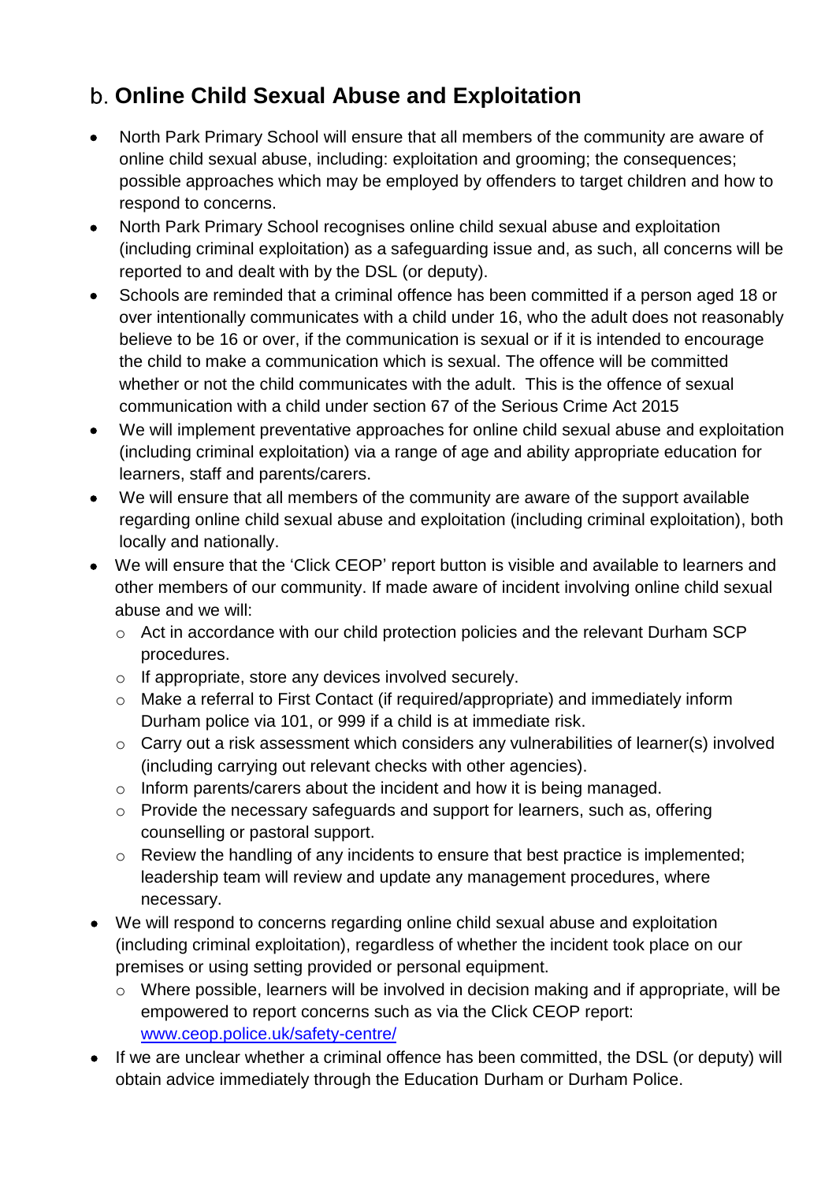## b. Online Child Sexual Abuse and Exploitation

- North Park Primary School will ensure that all members of the community are aware of online child sexual abuse, including: exploitation and grooming; the consequences; possible approaches which may be employed by offenders to target children and how to respond to concerns.
- North Park Primary School recognises online child sexual abuse and exploitation (including criminal exploitation) as a safeguarding issue and, as such, all concerns will be reported to and dealt with by the DSL (or deputy).
- Schools are reminded that a criminal offence has been committed if a person aged 18 or over intentionally communicates with a child under 16, who the adult does not reasonably believe to be 16 or over, if the communication is sexual or if it is intended to encourage the child to make a communication which is sexual. The offence will be committed whether or not the child communicates with the adult. This is the offence of sexual communication with a child under section 67 of the Serious Crime Act 2015
- We will implement preventative approaches for online child sexual abuse and exploitation (including criminal exploitation) via a range of age and ability appropriate education for learners, staff and parents/carers.
- We will ensure that all members of the community are aware of the support available regarding online child sexual abuse and exploitation (including criminal exploitation), both locally and nationally.
- We will ensure that the 'Click CEOP' report button is visible and available to learners and other members of our community. If made aware of incident involving online child sexual abuse and we will:
  - Act in accordance with our child protection policies and the relevant Durham SCP procedures.
  - If appropriate, store any devices involved securely.
  - Make a referral to First Contact (if required/appropriate) and immediately inform Durham police via 101, or 999 if a child is at immediate risk.
  - Carry out a risk assessment which considers any vulnerabilities of learner(s) involved (including carrying out relevant checks with other agencies).
  - Inform parents/carers about the incident and how it is being managed.
  - Provide the necessary safeguards and support for learners, such as, offering counselling or pastoral support.
  - Review the handling of any incidents to ensure that best practice is implemented; leadership team will review and update any management procedures, where necessary.
- We will respond to concerns regarding online child sexual abuse and exploitation (including criminal exploitation), regardless of whether the incident took place on our premises or using setting provided or personal equipment.
  - Where possible, learners will be involved in decision making and if appropriate, will be empowered to report concerns such as via the Click CEOP report: [www.ceop.police.uk/safety-centre/](www.ceop.police.uk/safety-centre/)
- If we are unclear whether a criminal offence has been committed, the DSL (or deputy) will obtain advice immediately through the Education Durham or Durham Police.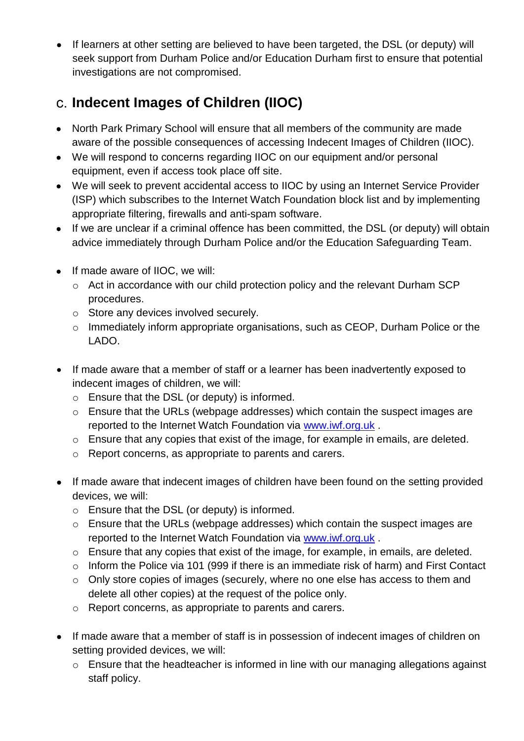- If learners at other setting are believed to have been targeted, the DSL (or deputy) will seek support from Durham Police and/or Education Durham first to ensure that potential investigations are not compromised.

## c. Indecent Images of Children (IIOC)

- North Park Primary School will ensure that all members of the community are made aware of the possible consequences of accessing Indecent Images of Children (IIOC).
- We will respond to concerns regarding IIOC on our equipment and/or personal equipment, even if access took place off site.
- We will seek to prevent accidental access to IIOC by using an Internet Service Provider (ISP) which subscribes to the Internet Watch Foundation block list and by implementing appropriate filtering, firewalls and anti-spam software.
- If we are unclear if a criminal offence has been committed, the DSL (or deputy) will obtain advice immediately through Durham Police and/or the Education Safeguarding Team.

- If made aware of IIOC, we will:
  - Act in accordance with our child protection policy and the relevant Durham SCP procedures.
  - Store any devices involved securely.
  - Immediately inform appropriate organisations, such as CEOP, Durham Police or the LADO.

- If made aware that a member of staff or a learner has been inadvertently exposed to indecent images of children, we will:
  - Ensure that the DSL (or deputy) is informed.
  - Ensure that the URLs (webpage addresses) which contain the suspect images are reported to the Internet Watch Foundation via [www.iwf.org.uk](http://www.iwf.org.uk) .
  - Ensure that any copies that exist of the image, for example in emails, are deleted.
  - Report concerns, as appropriate to parents and carers.

- If made aware that indecent images of children have been found on the setting provided devices, we will:
  - Ensure that the DSL (or deputy) is informed.
  - Ensure that the URLs (webpage addresses) which contain the suspect images are reported to the Internet Watch Foundation via [www.iwf.org.uk](http://www.iwf.org.uk) .
  - Ensure that any copies that exist of the image, for example, in emails, are deleted.
  - Inform the Police via 101 (999 if there is an immediate risk of harm) and First Contact
  - Only store copies of images (securely, where no one else has access to them and delete all other copies) at the request of the police only.
  - Report concerns, as appropriate to parents and carers.

- If made aware that a member of staff is in possession of indecent images of children on setting provided devices, we will:
  - Ensure that the headteacher is informed in line with our managing allegations against staff policy.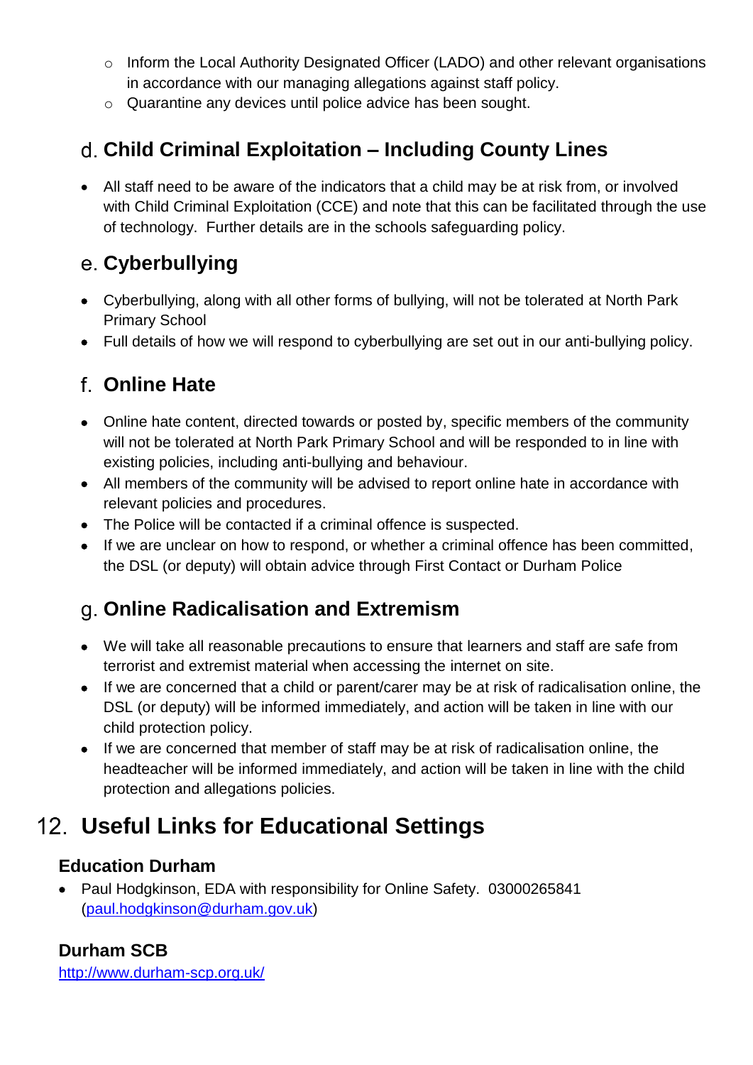- Inform the Local Authority Designated Officer (LADO) and other relevant organisations in accordance with our managing allegations against staff policy.
- Quarantine any devices until police advice has been sought.

### d. Child Criminal Exploitation – Including County Lines

- All staff need to be aware of the indicators that a child may be at risk from, or involved with Child Criminal Exploitation (CCE) and note that this can be facilitated through the use of technology. Further details are in the schools safeguarding policy.

### e. Cyberbullying

- Cyberbullying, along with all other forms of bullying, will not be tolerated at North Park Primary School
- Full details of how we will respond to cyberbullying are set out in our anti-bullying policy.

### f. Online Hate

- Online hate content, directed towards or posted by, specific members of the community will not be tolerated at North Park Primary School and will be responded to in line with existing policies, including anti-bullying and behaviour.
- All members of the community will be advised to report online hate in accordance with relevant policies and procedures.
- The Police will be contacted if a criminal offence is suspected.
- If we are unclear on how to respond, or whether a criminal offence has been committed, the DSL (or deputy) will obtain advice through First Contact or Durham Police

### g. Online Radicalisation and Extremism

- We will take all reasonable precautions to ensure that learners and staff are safe from terrorist and extremist material when accessing the internet on site.
- If we are concerned that a child or parent/carer may be at risk of radicalisation online, the DSL (or deputy) will be informed immediately, and action will be taken in line with our child protection policy.
- If we are concerned that member of staff may be at risk of radicalisation online, the headteacher will be informed immediately, and action will be taken in line with the child protection and allegations policies.

## 12. Useful Links for Educational Settings

### Education Durham

- Paul Hodgkinson, EDA with responsibility for Online Safety. 03000265841 (paul.hodgkinson@durham.gov.uk)

### Durham SCB

http://www.durham-scp.org.uk/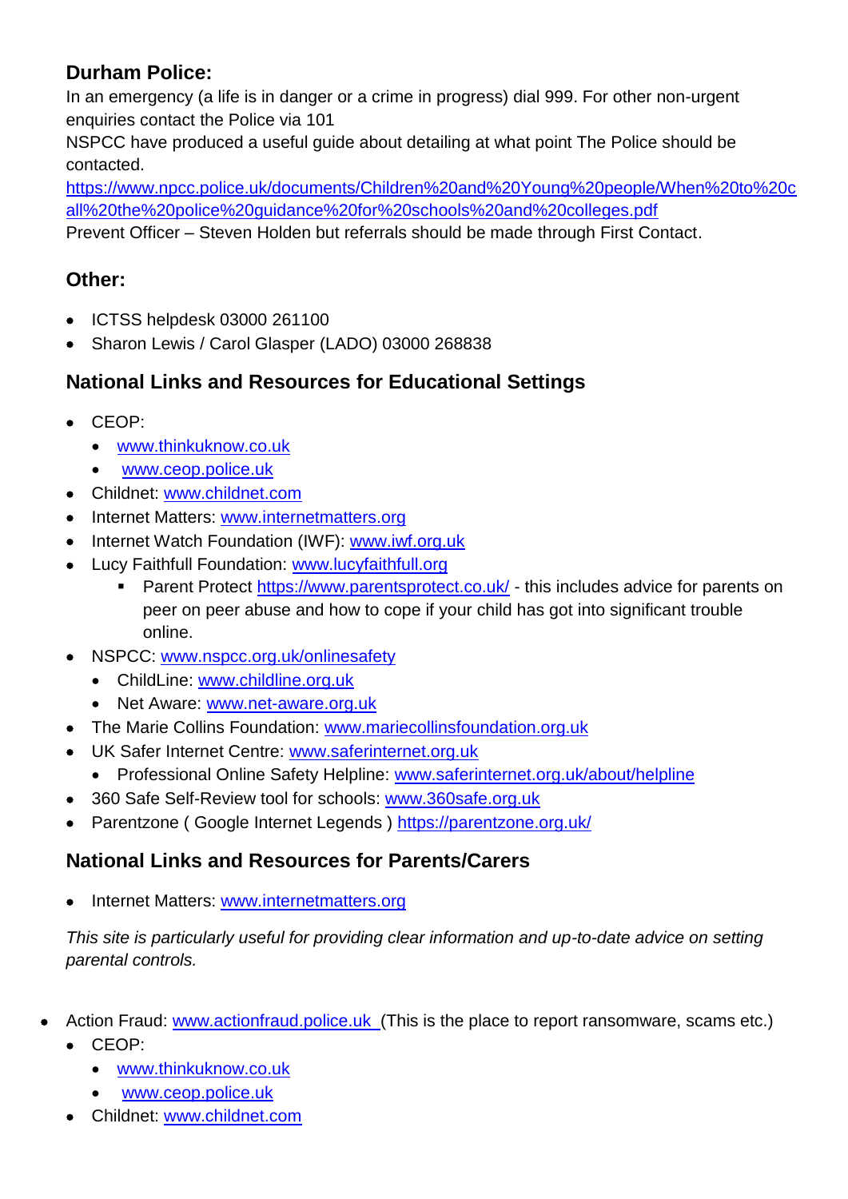## Durham Police:

In an emergency (a life is in danger or a crime in progress) dial 999. For other non-urgent enquiries contact the Police via 101

NSPCC have produced a useful guide about detailing at what point The Police should be contacted.

https://www.npcc.police.uk/documents/Children%20and%20Young%20people/When%20to%20call%20the%20police%20guidance%20for%20schools%20and%20colleges.pdf

Prevent Officer – Steven Holden but referrals should be made through First Contact.

## Other:

- ICTSS helpdesk 03000 261100
- Sharon Lewis / Carol Glasper (LADO) 03000 268838

## National Links and Resources for Educational Settings

- CEOP:
  - www.thinkuknow.co.uk
  - www.ceop.police.uk
- Childnet: www.childnet.com
- Internet Matters: www.internetmatters.org
- Internet Watch Foundation (IWF): www.iwf.org.uk
- Lucy Faithfull Foundation: www.lucyfaithfull.org
  - Parent Protect https://www.parentsprotect.co.uk/ - this includes advice for parents on peer on peer abuse and how to cope if your child has got into significant trouble online.
- NSPCC: www.nspcc.org.uk/onlinesafety
  - ChildLine: www.childline.org.uk
  - Net Aware: www.net-aware.org.uk
- The Marie Collins Foundation: www.mariecollinsfoundation.org.uk
- UK Safer Internet Centre: www.saferinternet.org.uk
  - Professional Online Safety Helpline: www.saferinternet.org.uk/about/helpline
- 360 Safe Self-Review tool for schools: www.360safe.org.uk
- Parentzone ( Google Internet Legends ) https://parentzone.org.uk/

## National Links and Resources for Parents/Carers

- Internet Matters: www.internetmatters.org

*This site is particularly useful for providing clear information and up-to-date advice on setting parental controls.*

- Action Fraud: www.actionfraud.police.uk (This is the place to report ransomware, scams etc.)
  - CEOP:
    - www.thinkuknow.co.uk
    - www.ceop.police.uk
  - Childnet: www.childnet.com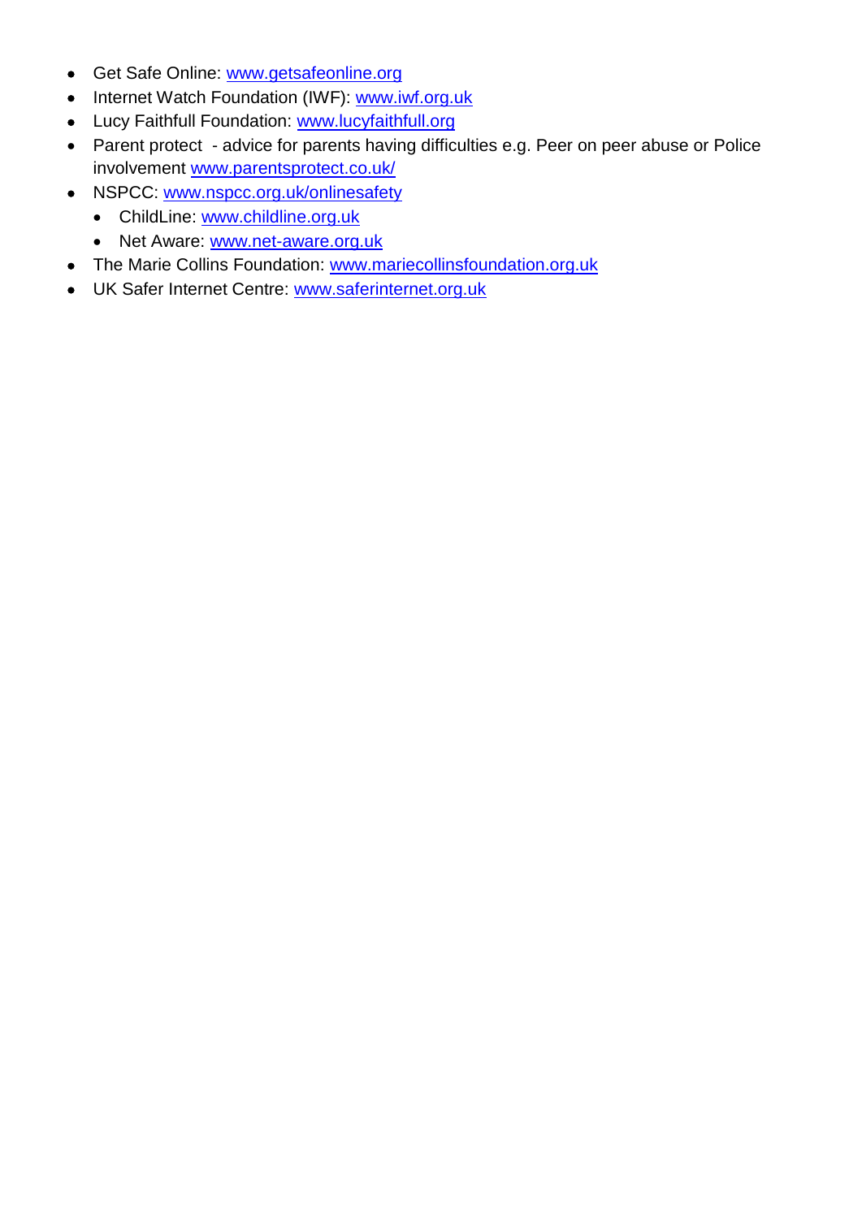- Get Safe Online: www.getsafeonline.org
- Internet Watch Foundation (IWF): www.iwf.org.uk
- Lucy Faithfull Foundation: www.lucyfaithfull.org
- Parent protect - advice for parents having difficulties e.g. Peer on peer abuse or Police involvement www.parentsprotect.co.uk/
- NSPCC: www.nspcc.org.uk/onlinesafety
  - ChildLine: www.childline.org.uk
  - Net Aware: www.net-aware.org.uk
- The Marie Collins Foundation: www.mariecollinsfoundation.org.uk
- UK Safer Internet Centre: www.saferinternet.org.uk